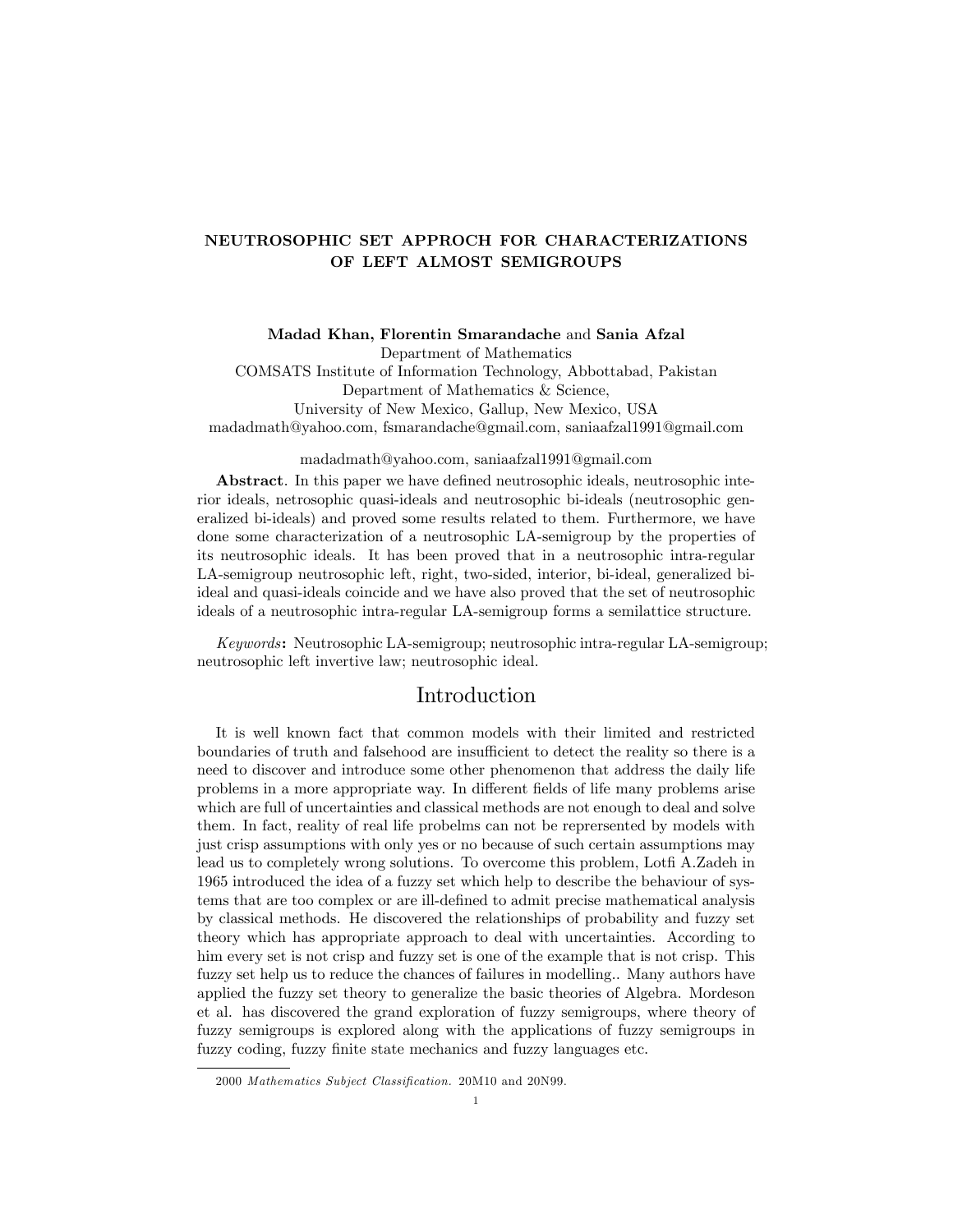# NEUTROSOPHIC SET APPROCH FOR CHARACTERIZATIONS OF LEFT ALMOST SEMIGROUPS

**Madad Khan, Florentin Smarandache** and **Sania Afzal**
Department of Mathematics
COMSATS Institute of Information Technology, Abbottabad, Pakistan
Department of Mathematics & Science,
University of New Mexico, Gallup, New Mexico, USA
madadmath@yahoo.com, fsmarandache@gmail.com, saniaafzal1991@gmail.com

madadmath@yahoo.com, saniaafzal1991@gmail.com

**Abstract**. In this paper we have defined neutrosophic ideals, neutrosophic interior ideals, netrosophic quasi-ideals and neutrosophic bi-ideals (neutrosophic generalized bi-ideals) and proved some results related to them. Furthermore, we have done some characterization of a neutrosophic LA-semigroup by the properties of its neutrosophic ideals. It has been proved that in a neutrosophic intra-regular LA-semigroup neutrosophic left, right, two-sided, interior, bi-ideal, generalized bi-ideal and quasi-ideals coincide and we have also proved that the set of neutrosophic ideals of a neutrosophic intra-regular LA-semigroup forms a semilattice structure.

*Keywords*: Neutrosophic LA-semigroup; neutrosophic intra-regular LA-semigroup; neutrosophic left invertive law; neutrosophic ideal.

## Introduction

It is well known fact that common models with their limited and restricted boundaries of truth and falsehood are insufficient to detect the reality so there is a need to discover and introduce some other phenomenon that address the daily life problems in a more appropriate way. In different fields of life many problems arise which are full of uncertainties and classical methods are not enough to deal and solve them. In fact, reality of real life probelms can not be reprersented by models with just crisp assumptions with only yes or no because of such certain assumptions may lead us to completely wrong solutions. To overcome this problem, Lotfi A.Zadeh in 1965 introduced the idea of a fuzzy set which help to describe the behaviour of systems that are too complex or are ill-defined to admit precise mathematical analysis by classical methods. He discovered the relationships of probability and fuzzy set theory which has appropriate approach to deal with uncertainties. According to him every set is not crisp and fuzzy set is one of the example that is not crisp. This fuzzy set help us to reduce the chances of failures in modelling.. Many authors have applied the fuzzy set theory to generalize the basic theories of Algebra. Mordeson et al. has discovered the grand exploration of fuzzy semigroups, where theory of fuzzy semigroups is explored along with the applications of fuzzy semigroups in fuzzy coding, fuzzy finite state mechanics and fuzzy languages etc.

2000 *Mathematics Subject Classification.* 20M10 and 20N99.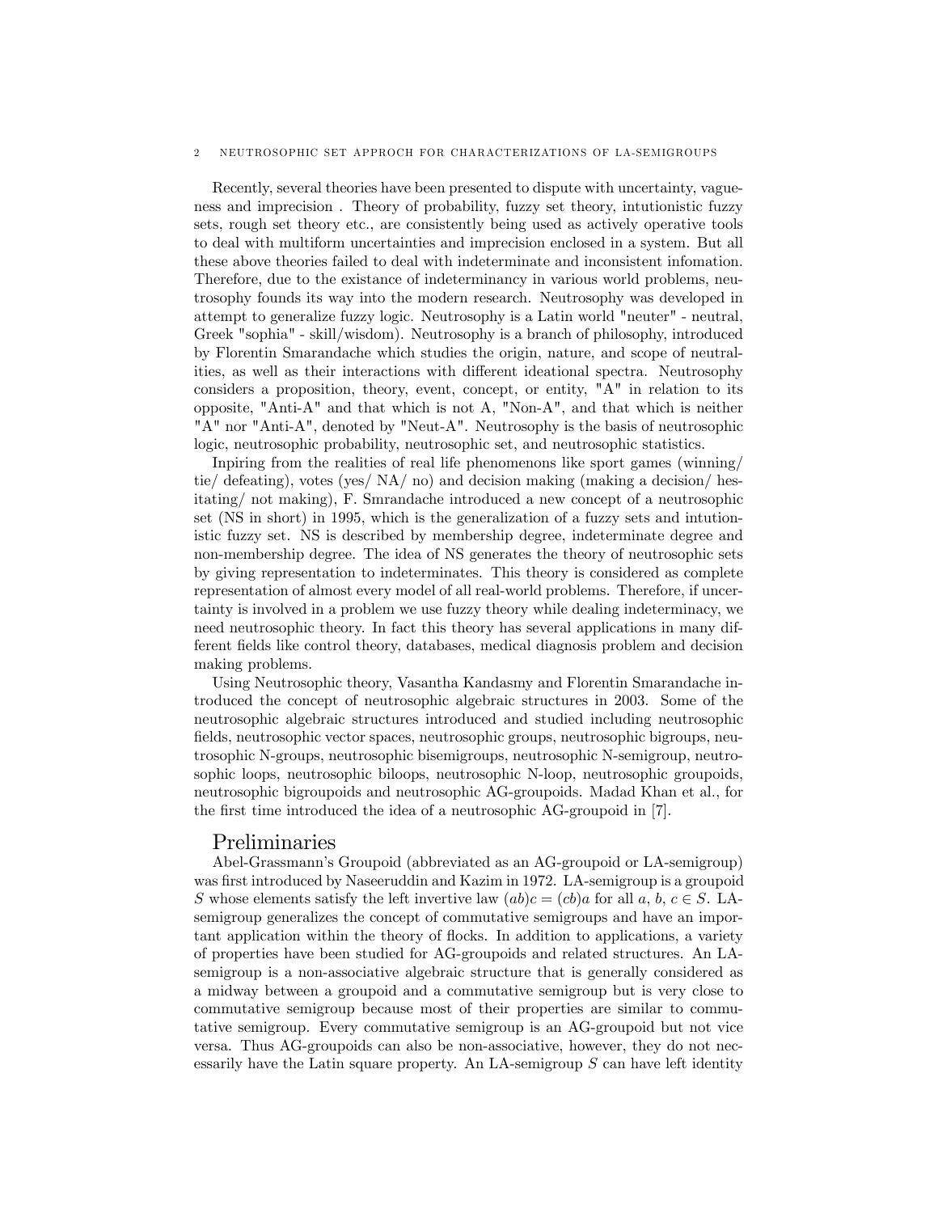Recently, several theories have been presented to dispute with uncertainty, vagueness and imprecision . Theory of probability, fuzzy set theory, intutionistic fuzzy sets, rough set theory etc., are consistently being used as actively operative tools to deal with multiform uncertainties and imprecision enclosed in a system. But all these above theories failed to deal with indeterminate and inconsistent infomation. Therefore, due to the existance of indeterminancy in various world problems, neutrosophy founds its way into the modern research. Neutrosophy was developed in attempt to generalize fuzzy logic. Neutrosophy is a Latin world "neuter" - neutral, Greek "sophia" - skill/wisdom). Neutrosophy is a branch of philosophy, introduced by Florentin Smarandache which studies the origin, nature, and scope of neutralities, as well as their interactions with different ideational spectra. Neutrosophy considers a proposition, theory, event, concept, or entity, "A" in relation to its opposite, "Anti-A" and that which is not A, "Non-A", and that which is neither "A" nor "Anti-A", denoted by "Neut-A". Neutrosophy is the basis of neutrosophic logic, neutrosophic probability, neutrosophic set, and neutrosophic statistics.

Inpiring from the realities of real life phenomenons like sport games (winning/ tie/ defeating), votes (yes/ NA/ no) and decision making (making a decision/ hesitating/ not making), F. Smrandache introduced a new concept of a neutrosophic set (NS in short) in 1995, which is the generalization of a fuzzy sets and intutionistic fuzzy set. NS is described by membership degree, indeterminate degree and non-membership degree. The idea of NS generates the theory of neutrosophic sets by giving representation to indeterminates. This theory is considered as complete representation of almost every model of all real-world problems. Therefore, if uncertainty is involved in a problem we use fuzzy theory while dealing indeterminacy, we need neutrosophic theory. In fact this theory has several applications in many different fields like control theory, databases, medical diagnosis problem and decision making problems.

Using Neutrosophic theory, Vasantha Kandasmy and Florentin Smarandache introduced the concept of neutrosophic algebraic structures in 2003. Some of the neutrosophic algebraic structures introduced and studied including neutrosophic fields, neutrosophic vector spaces, neutrosophic groups, neutrosophic bigroups, neutrosophic N-groups, neutrosophic bisemigroups, neutrosophic N-semigroup, neutrosophic loops, neutrosophic biloops, neutrosophic N-loop, neutrosophic groupoids, neutrosophic bigroupoids and neutrosophic AG-groupoids. Madad Khan et al., for the first time introduced the idea of a neutrosophic AG-groupoid in [7].

## Preliminaries

Abel-Grassmann's Groupoid (abbreviated as an AG-groupoid or LA-semigroup) was first introduced by Naseeruddin and Kazim in 1972. LA-semigroup is a groupoid $S$ whose elements satisfy the left invertive law $(ab)c = (cb)a$ for all $a$, $b$, $c \in S$. LA-semigroup generalizes the concept of commutative semigroups and have an important application within the theory of flocks. In addition to applications, a variety of properties have been studied for AG-groupoids and related structures. An LA-semigroup is a non-associative algebraic structure that is generally considered as a midway between a groupoid and a commutative semigroup but is very close to commutative semigroup because most of their properties are similar to commutative semigroup. Every commutative semigroup is an AG-groupoid but not vice versa. Thus AG-groupoids can also be non-associative, however, they do not necessarily have the Latin square property. An LA-semigroup $S$ can have left identity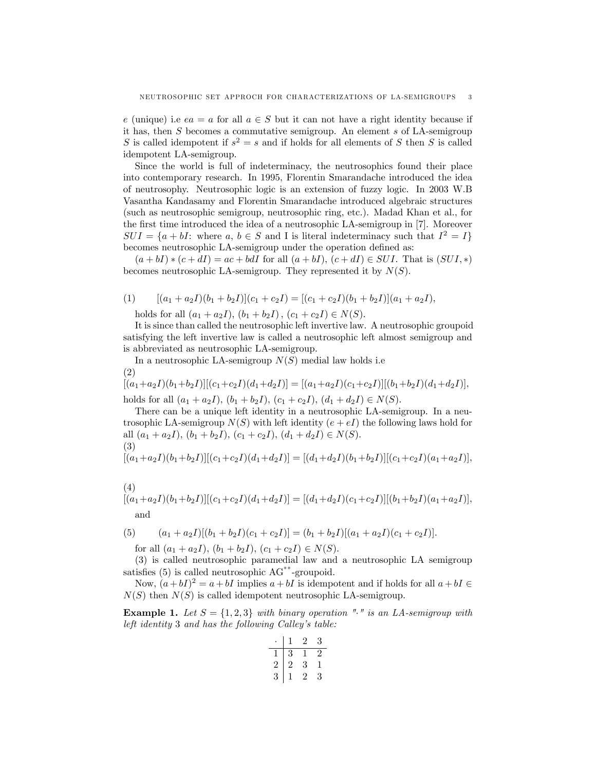$e$ (unique) i.e $ea = a$ for all $a \in S$ but it can not have a right identity because if it has, then $S$ becomes a commutative semigroup. An element $s$ of LA-semigroup $S$ is called idempotent if $s^2 = s$ and if holds for all elements of $S$ then $S$ is called idempotent LA-semigroup.

Since the world is full of indeterminacy, the neutrosophics found their place into contemporary research. In 1995, Florentin Smarandache introduced the idea of neutrosophy. Neutrosophic logic is an extension of fuzzy logic. In 2003 W.B Vasantha Kandasamy and Florentin Smarandache introduced algebraic structures (such as neutrosophic semigroup, neutrosophic ring, etc.). Madad Khan et al., for the first time introduced the idea of a neutrosophic LA-semigroup in [7]. Moreover $SUI = \{a + bI$: where $a, b \in S$ and I is literal indeterminacy such that $I^2 = I\}$ becomes neutrosophic LA-semigroup under the operation defined as:

$(a + bI) * (c + dI) = ac + bdI$ for all $(a + bI), (c + dI) \in SUI$. That is $(SUI, *)$ becomes neutrosophic LA-semigroup. They represented it by $N(S)$.

$$[(a_1 + a_2I)(b_1 + b_2I)](c_1 + c_2I) = [(c_1 + c_2I)(b_1 + b_2I)](a_1 + a_2I), \tag{1}$$

holds for all $(a_1 + a_2I)$, $(b_1 + b_2I)$ , $(c_1 + c_2I) \in N(S)$.

It is since than called the neutrosophic left invertive law. A neutrosophic groupoid satisfying the left invertive law is called a neutrosophic left almost semigroup and is abbreviated as neutrosophic LA-semigroup.

In a neutrosophic LA-semigroup $N(S)$ medial law holds i.e

$$[(a_1+a_2I)(b_1+b_2I)][(c_1+c_2I)(d_1+d_2I)] = [(a_1+a_2I)(c_1+c_2I)][(b_1+b_2I)(d_1+d_2I)], \tag{2}$$

holds for all $(a_1 + a_2I)$, $(b_1 + b_2I)$, $(c_1 + c_2I)$, $(d_1 + d_2I) \in N(S)$.

There can be a unique left identity in a neutrosophic LA-semigroup. In a neutrosophic LA-semigroup $N(S)$ with left identity $(e + eI)$ the following laws hold for all $(a_1 + a_2I)$, $(b_1 + b_2I)$, $(c_1 + c_2I)$, $(d_1 + d_2I) \in N(S)$.

$$[(a_1+a_2I)(b_1+b_2I)][(c_1+c_2I)(d_1+d_2I)] = [(d_1+d_2I)(b_1+b_2I)][(c_1+c_2I)(a_1+a_2I)], \tag{3}$$

$$[(a_1+a_2I)(b_1+b_2I)][(c_1+c_2I)(d_1+d_2I)] = [(d_1+d_2I)(c_1+c_2I)][(b_1+b_2I)(a_1+a_2I)], \tag{4}$$

and

$$(a_1 + a_2I)[(b_1 + b_2I)(c_1 + c_2I)] = (b_1 + b_2I)[(a_1 + a_2I)(c_1 + c_2I)]. \tag{5}$$

for all $(a_1 + a_2I)$, $(b_1 + b_2I)$, $(c_1 + c_2I) \in N(S)$.

(3) is called neutrosophic paramedial law and a neutrosophic LA semigroup satisfies (5) is called neutrosophic AG$^{**}$-groupoid.

Now, $(a + bI)^2 = a + bI$ implies $a + bI$ is idempotent and if holds for all $a + bI \in N(S)$ then $N(S)$ is called idempotent neutrosophic LA-semigroup.

**Example 1.** *Let $S = \{1, 2, 3\}$ with binary operation "$\cdot$" is an LA-semigroup with left identity 3 and has the following Calley's table:*

| $\cdot$ | 1 | 2 | 3 |
|---|---|---|---|
| 1 | 3 | 1 | 2 |
| 2 | 2 | 3 | 1 |
| 3 | 1 | 2 | 3 |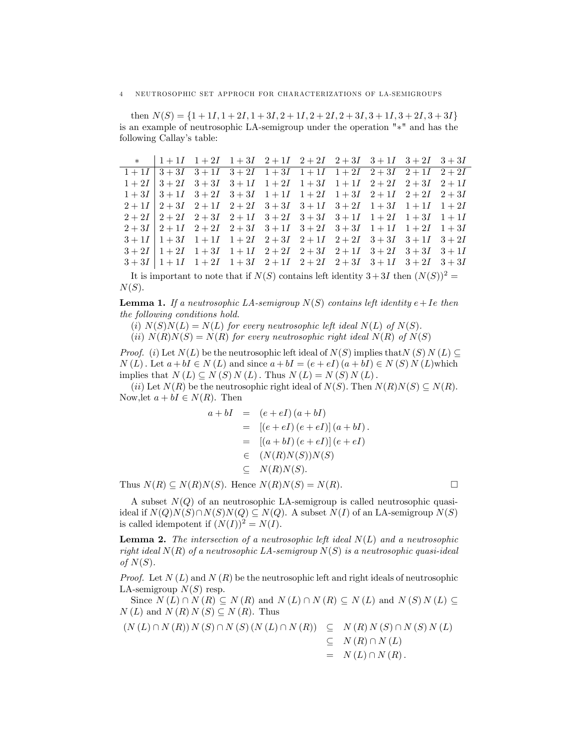then $N(S) = \{1+1I, 1+2I, 1+3I, 2+1I, 2+2I, 2+3I, 3+1I, 3+2I, 3+3I\}$ is an example of neutrosophic LA-semigroup under the operation "$*$" and has the following Callay's table:

| $*$ | $1+1I$ | $1+2I$ | $1+3I$ | $2+1I$ | $2+2I$ | $2+3I$ | $3+1I$ | $3+2I$ | $3+3I$ |
|---|---|---|---|---|---|---|---|---|---|
| $1+1I$ | $3+3I$ | $3+1I$ | $3+2I$ | $1+3I$ | $1+1I$ | $1+2I$ | $2+3I$ | $2+1I$ | $2+2I$ |
| $1+2I$ | $3+2I$ | $3+3I$ | $3+1I$ | $1+2I$ | $1+3I$ | $1+1I$ | $2+2I$ | $2+3I$ | $2+1I$ |
| $1+3I$ | $3+1I$ | $3+2I$ | $3+3I$ | $1+1I$ | $1+2I$ | $1+3I$ | $2+1I$ | $2+2I$ | $2+3I$ |
| $2+1I$ | $2+3I$ | $2+1I$ | $2+2I$ | $3+3I$ | $3+1I$ | $3+2I$ | $1+3I$ | $1+1I$ | $1+2I$ |
| $2+2I$ | $2+2I$ | $2+3I$ | $2+1I$ | $3+2I$ | $3+3I$ | $3+1I$ | $1+2I$ | $1+3I$ | $1+1I$ |
| $2+3I$ | $2+1I$ | $2+2I$ | $2+3I$ | $3+1I$ | $3+2I$ | $3+3I$ | $1+1I$ | $1+2I$ | $1+3I$ |
| $3+1I$ | $1+3I$ | $1+1I$ | $1+2I$ | $2+3I$ | $2+1I$ | $2+2I$ | $3+3I$ | $3+1I$ | $3+2I$ |
| $3+2I$ | $1+2I$ | $1+3I$ | $1+1I$ | $2+2I$ | $2+3I$ | $2+1I$ | $3+2I$ | $3+3I$ | $3+1I$ |
| $3+3I$ | $1+1I$ | $1+2I$ | $1+3I$ | $2+1I$ | $2+2I$ | $2+3I$ | $3+1I$ | $3+2I$ | $3+3I$ |

It is important to note that if $N(S)$ contains left identity $3+3I$ then $(N(S))^2 = N(S)$.

**Lemma 1.** *If a neutrosophic LA-semigroup $N(S)$ contains left identity $e+Ie$ then the following conditions hold.*

*(i) $N(S)N(L) = N(L)$ for every neutrosophic left ideal $N(L)$ of $N(S)$.*

*(ii) $N(R)N(S) = N(R)$ for every neutrosophic right ideal $N(R)$ of $N(S)$*

*Proof.* (i) Let $N(L)$ be the neutrosophic left ideal of $N(S)$ implies that$N(S)N(L) \subseteq N(L)$. Let $a+bI \in N(L)$ and since $a+bI = (e+eI)(a+bI) \in N(S)N(L)$which implies that $N(L) \subseteq N(S)N(L)$. Thus $N(L) = N(S)N(L)$.

(ii) Let $N(R)$ be the neutrosophic right ideal of $N(S)$. Then $N(R)N(S) \subseteq N(R)$. Now,let $a+bI \in N(R)$. Then

$$
\begin{aligned}
a+bI &= (e+eI)(a+bI) \\
&= [(e+eI)(e+eI)](a+bI). \\
&= [(a+bI)(e+eI)](e+eI) \\
&\in (N(R)N(S))N(S) \\
&\subseteq N(R)N(S).
\end{aligned}
$$

Thus $N(R) \subseteq N(R)N(S)$. Hence $N(R)N(S) = N(R)$. □

A subset $N(Q)$ of an neutrosophic LA-semigroup is called neutrosophic quasi-ideal if $N(Q)N(S) \cap N(S)N(Q) \subseteq N(Q)$. A subset $N(I)$ of an LA-semigroup $N(S)$ is called idempotent if $(N(I))^2 = N(I)$.

**Lemma 2.** *The intersection of a neutrosophic left ideal $N(L)$ and a neutrosophic right ideal $N(R)$ of a neutrosophic LA-semigroup $N(S)$ is a neutrosophic quasi-ideal of $N(S)$.*

*Proof.* Let $N(L)$ and $N(R)$ be the neutrosophic left and right ideals of neutrosophic LA-semigroup $N(S)$ resp.

Since $N(L) \cap N(R) \subseteq N(R)$ and $N(L) \cap N(R) \subseteq N(L)$ and $N(S)N(L) \subseteq N(L)$ and $N(R)N(S) \subseteq N(R)$. Thus

$$
\begin{aligned}
(N(L) \cap N(R))N(S) \cap N(S)(N(L) \cap N(R)) &\subseteq N(R)N(S) \cap N(S)N(L) \\
&\subseteq N(R) \cap N(L) \\
&= N(L) \cap N(R).
\end{aligned}
$$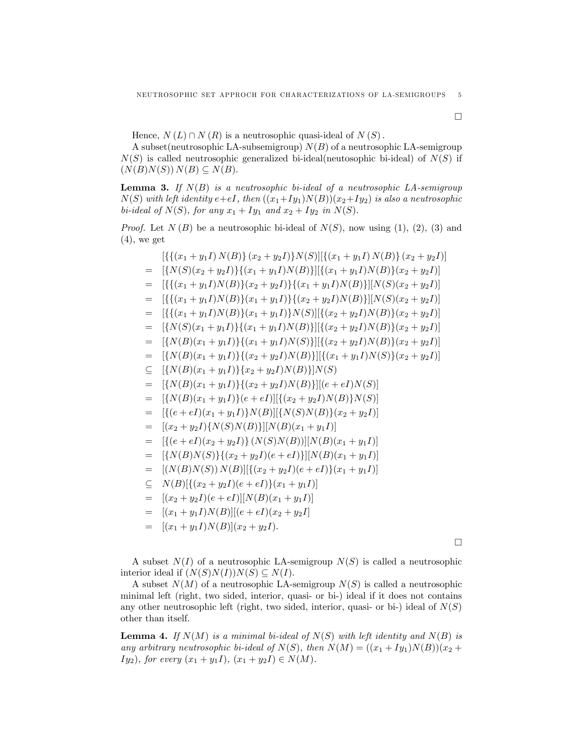□

Hence, $N(L) \cap N(R)$ is a neutrosophic quasi-ideal of $N(S)$.

A subset(neutrosophic LA-subsemigroup) $N(B)$ of a neutrosophic LA-semigroup $N(S)$ is called neutrosophic generalized bi-ideal(neutosophic bi-ideal) of $N(S)$ if $(N(B)N(S))N(B) \subseteq N(B)$.

**Lemma 3.** *If $N(B)$ is a neutrosophic bi-ideal of a neutrosophic LA-semigroup $N(S)$ with left identity $e+eI$, then $((x_1+Iy_1)N(B))(x_2+Iy_2)$ is also a neutrosophic bi-ideal of $N(S)$, for any $x_1+Iy_1$ and $x_2+Iy_2$ in $N(S)$.*

*Proof.* Let $N(B)$ be a neutrosophic bi-ideal of $N(S)$, now using (1), (2), (3) and (4), we get

$$
\begin{aligned}
& [\{\{(x_1+y_1I)N(B)\}(x_2+y_2I)\}N(S)][\{(x_1+y_1I)N(B)\}(x_2+y_2I)] \\
= \; & [\{N(S)(x_2+y_2I)\}\{(x_1+y_1I)N(B)\}][\{(x_1+y_1I)N(B)\}(x_2+y_2I)] \\
= \; & [\{\{(x_1+y_1I)N(B)\}(x_2+y_2I)\}\{(x_1+y_1I)N(B)\}][N(S)(x_2+y_2I)] \\
= \; & [\{\{(x_1+y_1I)N(B)\}(x_1+y_1I)\}\{(x_2+y_2I)N(B)\}][N(S)(x_2+y_2I)] \\
= \; & [\{\{(x_1+y_1I)N(B)\}(x_1+y_1I)\}N(S)][\{(x_2+y_2I)N(B)\}(x_2+y_2I)] \\
= \; & [\{N(S)(x_1+y_1I)\}\{(x_1+y_1I)N(B)\}][\{(x_2+y_2I)N(B)\}(x_2+y_2I)] \\
= \; & [\{N(B)(x_1+y_1I)\}\{(x_1+y_1I)N(S)\}][\{(x_2+y_2I)N(B)\}(x_2+y_2I)] \\
= \; & [\{N(B)(x_1+y_1I)\}\{(x_2+y_2I)N(B)\}][\{(x_1+y_1I)N(S)\}(x_2+y_2I)] \\
\subseteq \; & [\{N(B)(x_1+y_1I)\}\{x_2+y_2I)N(B)\}]N(S) \\
= \; & [\{N(B)(x_1+y_1I)\}\{(x_2+y_2I)N(B)\}][(e+eI)N(S)] \\
= \; & [\{N(B)(x_1+y_1I)\}(e+eI)][\{(x_2+y_2I)N(B)\}N(S)] \\
= \; & [\{(e+eI)(x_1+y_1I)\}N(B)][\{N(S)N(B)\}(x_2+y_2I)] \\
= \; & [(x_2+y_2I)\{N(S)N(B)\}][N(B)(x_1+y_1I)] \\
= \; & [\{(e+eI)(x_2+y_2I)\}(N(S)N(B))][N(B)(x_1+y_1I)] \\
= \; & [\{N(B)N(S)\}\{(x_2+y_2I)(e+eI)\}][N(B)(x_1+y_1I)] \\
= \; & [(N(B)N(S))N(B)][\{(x_2+y_2I)(e+eI)\}(x_1+y_1I)] \\
\subseteq \; & N(B)[\{(x_2+y_2I)(e+eI)\}(x_1+y_1I)] \\
= \; & [(x_2+y_2I)(e+eI)][N(B)(x_1+y_1I)] \\
= \; & [(x_1+y_1I)N(B)][(e+eI)(x_2+y_2I] \\
= \; & [(x_1+y_1I)N(B)](x_2+y_2I).
\end{aligned}
$$

□

A subset $N(I)$ of a neutrosophic LA-semigroup $N(S)$ is called a neutrosophic interior ideal if $(N(S)N(I))N(S) \subseteq N(I)$.

A subset $N(M)$ of a neutrosophic LA-semigroup $N(S)$ is called a neutrosophic minimal left (right, two sided, interior, quasi- or bi-) ideal if it does not contains any other neutrosophic left (right, two sided, interior, quasi- or bi-) ideal of $N(S)$ other than itself.

**Lemma 4.** *If $N(M)$ is a minimal bi-ideal of $N(S)$ with left identity and $N(B)$ is any arbitrary neutrosophic bi-ideal of $N(S)$, then $N(M) = ((x_1+Iy_1)N(B))(x_2+Iy_2)$, for every $(x_1+y_1I)$, $(x_1+y_2I) \in N(M)$.*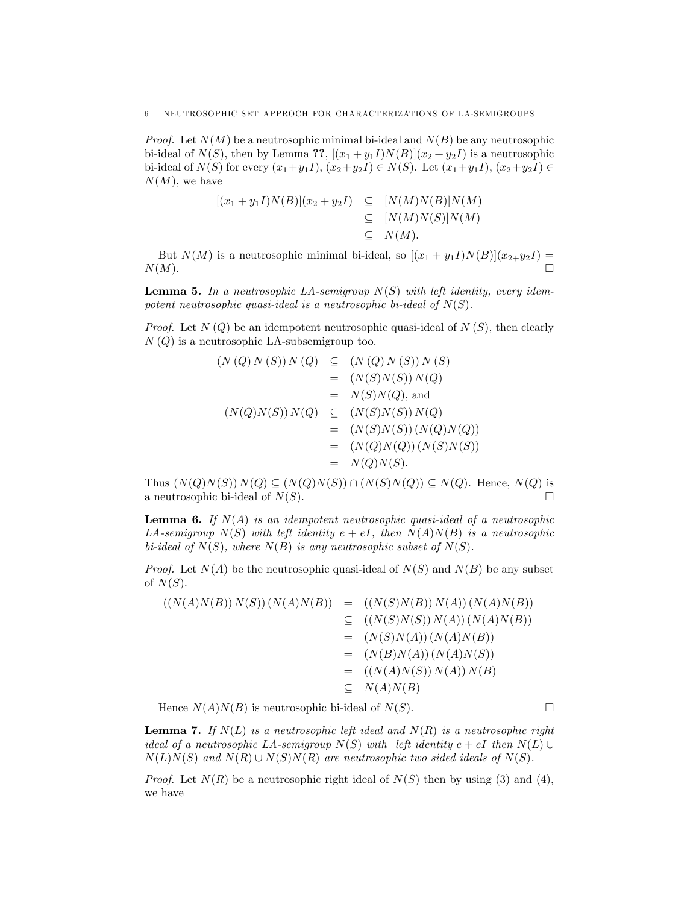*Proof.* Let $N(M)$ be a neutrosophic minimal bi-ideal and $N(B)$ be any neutrosophic bi-ideal of $N(S)$, then by Lemma **??**, $[(x_1+y_1I)N(B)](x_2+y_2I)$ is a neutrosophic bi-ideal of $N(S)$ for every $(x_1+y_1I)$, $(x_2+y_2I) \in N(S)$. Let $(x_1+y_1I)$, $(x_2+y_2I) \in N(M)$, we have

$$\begin{aligned}
[(x_1+y_1I)N(B)](x_2+y_2I) &\subseteq [N(M)N(B)]N(M) \\
&\subseteq [N(M)N(S)]N(M) \\
&\subseteq N(M).
\end{aligned}$$

But $N(M)$ is a neutrosophic minimal bi-ideal, so $[(x_1+y_1I)N(B)](x_{2+}y_2I) = N(M)$. □

**Lemma 5.** *In a neutrosophic LA-semigroup $N(S)$ with left identity, every idempotent neutrosophic quasi-ideal is a neutrosophic bi-ideal of $N(S)$.*

*Proof.* Let $N(Q)$ be an idempotent neutrosophic quasi-ideal of $N(S)$, then clearly $N(Q)$ is a neutrosophic LA-subsemigroup too.

$$\begin{aligned}
(N(Q)N(S))N(Q) &\subseteq (N(Q)N(S))N(S) \\
&= (N(S)N(S))N(Q) \\
&= N(S)N(Q), \text{ and} \\
(N(Q)N(S))N(Q) &\subseteq (N(S)N(S))N(Q) \\
&= (N(S)N(S))(N(Q)N(Q)) \\
&= (N(Q)N(Q))(N(S)N(S)) \\
&= N(Q)N(S).
\end{aligned}$$

Thus $(N(Q)N(S))N(Q) \subseteq (N(Q)N(S)) \cap (N(S)N(Q)) \subseteq N(Q)$. Hence, $N(Q)$ is a neutrosophic bi-ideal of $N(S)$. □

**Lemma 6.** *If $N(A)$ is an idempotent neutrosophic quasi-ideal of a neutrosophic LA-semigroup $N(S)$ with left identity $e+eI$, then $N(A)N(B)$ is a neutrosophic bi-ideal of $N(S)$, where $N(B)$ is any neutrosophic subset of $N(S)$.*

*Proof.* Let $N(A)$ be the neutrosophic quasi-ideal of $N(S)$ and $N(B)$ be any subset of $N(S)$.

$$\begin{aligned}
((N(A)N(B))N(S))(N(A)N(B)) &= ((N(S)N(B))N(A))(N(A)N(B)) \\
&\subseteq ((N(S)N(S))N(A))(N(A)N(B)) \\
&= (N(S)N(A))(N(A)N(B)) \\
&= (N(B)N(A))(N(A)N(S)) \\
&= ((N(A)N(S))N(A))N(B) \\
&\subseteq N(A)N(B)
\end{aligned}$$

Hence $N(A)N(B)$ is neutrosophic bi-ideal of $N(S)$. □

**Lemma 7.** *If $N(L)$ is a neutrosophic left ideal and $N(R)$ is a neutrosophic right ideal of a neutrosophic LA-semigroup $N(S)$ with left identity $e+eI$ then $N(L) \cup N(L)N(S)$ and $N(R) \cup N(S)N(R)$ are neutrosophic two sided ideals of $N(S)$.*

*Proof.* Let $N(R)$ be a neutrosophic right ideal of $N(S)$ then by using (3) and (4), we have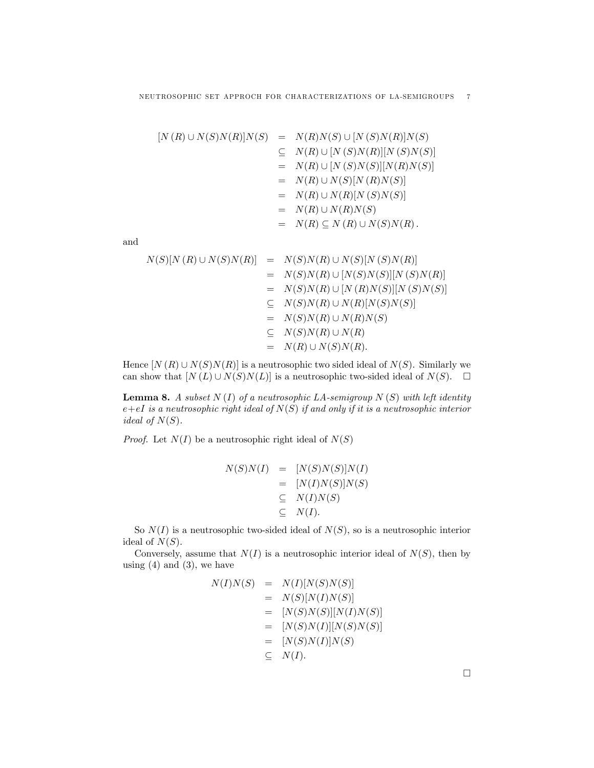$$
\begin{aligned}
[N(R) \cup N(S)N(R)]N(S) &= N(R)N(S) \cup [N(S)N(R)]N(S) \\
&\subseteq N(R) \cup [N(S)N(R)][N(S)N(S)] \\
&= N(R) \cup [N(S)N(S)][N(R)N(S)] \\
&= N(R) \cup N(S)[N(R)N(S)] \\
&= N(R) \cup N(R)[N(S)N(S)] \\
&= N(R) \cup N(R)N(S) \\
&= N(R) \subseteq N(R) \cup N(S)N(R).
\end{aligned}
$$

and

$$
\begin{aligned}
N(S)[N(R) \cup N(S)N(R)] &= N(S)N(R) \cup N(S)[N(S)N(R)] \\
&= N(S)N(R) \cup [N(S)N(S)][N(S)N(R)] \\
&= N(S)N(R) \cup [N(R)N(S)][N(S)N(S)] \\
&\subseteq N(S)N(R) \cup N(R)[N(S)N(S)] \\
&= N(S)N(R) \cup N(R)N(S) \\
&\subseteq N(S)N(R) \cup N(R) \\
&= N(R) \cup N(S)N(R).
\end{aligned}
$$

Hence $[N(R) \cup N(S)N(R)]$ is a neutrosophic two sided ideal of $N(S)$. Similarly we can show that $[N(L) \cup N(S)N(L)]$ is a neutrosophic two-sided ideal of $N(S)$. $\square$

**Lemma 8.** *A subset $N(I)$ of a neutrosophic LA-semigroup $N(S)$ with left identity $e+eI$ is a neutrosophic right ideal of $N(S)$ if and only if it is a neutrosophic interior ideal of $N(S)$.*

*Proof.* Let $N(I)$ be a neutrosophic right ideal of $N(S)$

$$
\begin{aligned}
N(S)N(I) &= [N(S)N(S)]N(I) \\
&= [N(I)N(S)]N(S) \\
&\subseteq N(I)N(S) \\
&\subseteq N(I).
\end{aligned}
$$

So $N(I)$ is a neutrosophic two-sided ideal of $N(S)$, so is a neutrosophic interior ideal of $N(S)$.

Conversely, assume that $N(I)$ is a neutrosophic interior ideal of $N(S)$, then by using (4) and (3), we have

$$
\begin{aligned}
N(I)N(S) &= N(I)[N(S)N(S)] \\
&= N(S)[N(I)N(S)] \\
&= [N(S)N(S)][N(I)N(S)] \\
&= [N(S)N(I)][N(S)N(S)] \\
&= [N(S)N(I)]N(S) \\
&\subseteq N(I).
\end{aligned}
$$

$\square$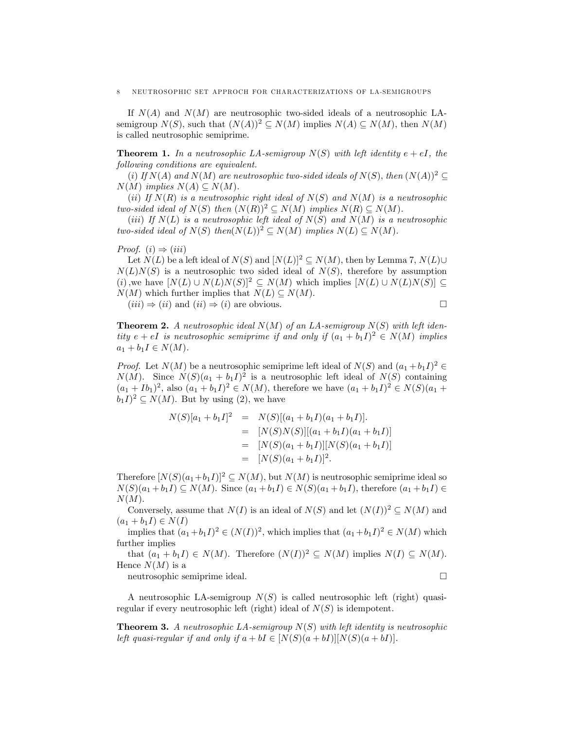If $N(A)$ and $N(M)$ are neutrosophic two-sided ideals of a neutrosophic LA-semigroup $N(S)$, such that $(N(A))^2 \subseteq N(M)$ implies $N(A) \subseteq N(M)$, then $N(M)$ is called neutrosophic semiprime.

**Theorem 1.** *In a neutrosophic LA-semigroup $N(S)$ with left identity $e + eI$, the following conditions are equivalent.*

*(i) If $N(A)$ and $N(M)$ are neutrosophic two-sided ideals of $N(S)$, then $(N(A))^2 \subseteq N(M)$ implies $N(A) \subseteq N(M)$.*

*(ii) If $N(R)$ is a neutrosophic right ideal of $N(S)$ and $N(M)$ is a neutrosophic two-sided ideal of $N(S)$ then $(N(R))^2 \subseteq N(M)$ implies $N(R) \subseteq N(M)$.*

*(iii) If $N(L)$ is a neutrosophic left ideal of $N(S)$ and $N(M)$ is a neutrosophic two-sided ideal of $N(S)$ then$(N(L))^2 \subseteq N(M)$ implies $N(L) \subseteq N(M)$.*

*Proof.* $(i) \Rightarrow (iii)$

Let $N(L)$ be a left ideal of $N(S)$ and $[N(L)]^2 \subseteq N(M)$, then by Lemma 7, $N(L) \cup N(L)N(S)$ is a neutrosophic two sided ideal of $N(S)$, therefore by assumption $(i)$ ,we have $[N(L) \cup N(L)N(S)]^2 \subseteq N(M)$ which implies $[N(L) \cup N(L)N(S)] \subseteq N(M)$ which further implies that $N(L) \subseteq N(M)$.

$(iii) \Rightarrow (ii)$ and $(ii) \Rightarrow (i)$ are obvious. □

**Theorem 2.** *A neutrosophic ideal $N(M)$ of an LA-semigroup $N(S)$ with left identity $e + eI$ is neutrosophic semiprime if and only if $(a_1 + b_1I)^2 \in N(M)$ implies $a_1 + b_1I \in N(M)$.*

*Proof.* Let $N(M)$ be a neutrosophic semiprime left ideal of $N(S)$ and $(a_1 + b_1I)^2 \in N(M)$. Since $N(S)(a_1 + b_1I)^2$ is a neutrosophic left ideal of $N(S)$ containing $(a_1 + Ib_1)^2$, also $(a_1 + b_1I)^2 \in N(M)$, therefore we have $(a_1 + b_1I)^2 \in N(S)(a_1 + b_1I)^2 \subseteq N(M)$. But by using (2), we have

$$
\begin{aligned}
N(S)[a_1 + b_1I]^2 &= N(S)[(a_1 + b_1I)(a_1 + b_1I)]. \\
&= [N(S)N(S)][(a_1 + b_1I)(a_1 + b_1I)] \\
&= [N(S)(a_1 + b_1I)][N(S)(a_1 + b_1I)] \\
&= [N(S)(a_1 + b_1I)]^2.
\end{aligned}
$$

Therefore $[N(S)(a_1+b_1I)]^2 \subseteq N(M)$, but $N(M)$ is neutrosophic semiprime ideal so $N(S)(a_1+b_1I) \subseteq N(M)$. Since $(a_1+b_1I) \in N(S)(a_1+b_1I)$, therefore $(a_1+b_1I) \in N(M)$.

Conversely, assume that $N(I)$ is an ideal of $N(S)$ and let $(N(I))^2 \subseteq N(M)$ and $(a_1 + b_1I) \in N(I)$

implies that $(a_1+b_1I)^2 \in (N(I))^2$, which implies that $(a_1+b_1I)^2 \in N(M)$ which further implies

that $(a_1 + b_1I) \in N(M)$. Therefore $(N(I))^2 \subseteq N(M)$ implies $N(I) \subseteq N(M)$. Hence $N(M)$ is a

neutrosophic semiprime ideal. □

A neutrosophic LA-semigroup $N(S)$ is called neutrosophic left (right) quasi-regular if every neutrosophic left (right) ideal of $N(S)$ is idempotent.

**Theorem 3.** *A neutrosophic LA-semigroup $N(S)$ with left identity is neutrosophic left quasi-regular if and only if $a + bI \in [N(S)(a + bI)][N(S)(a + bI)]$.*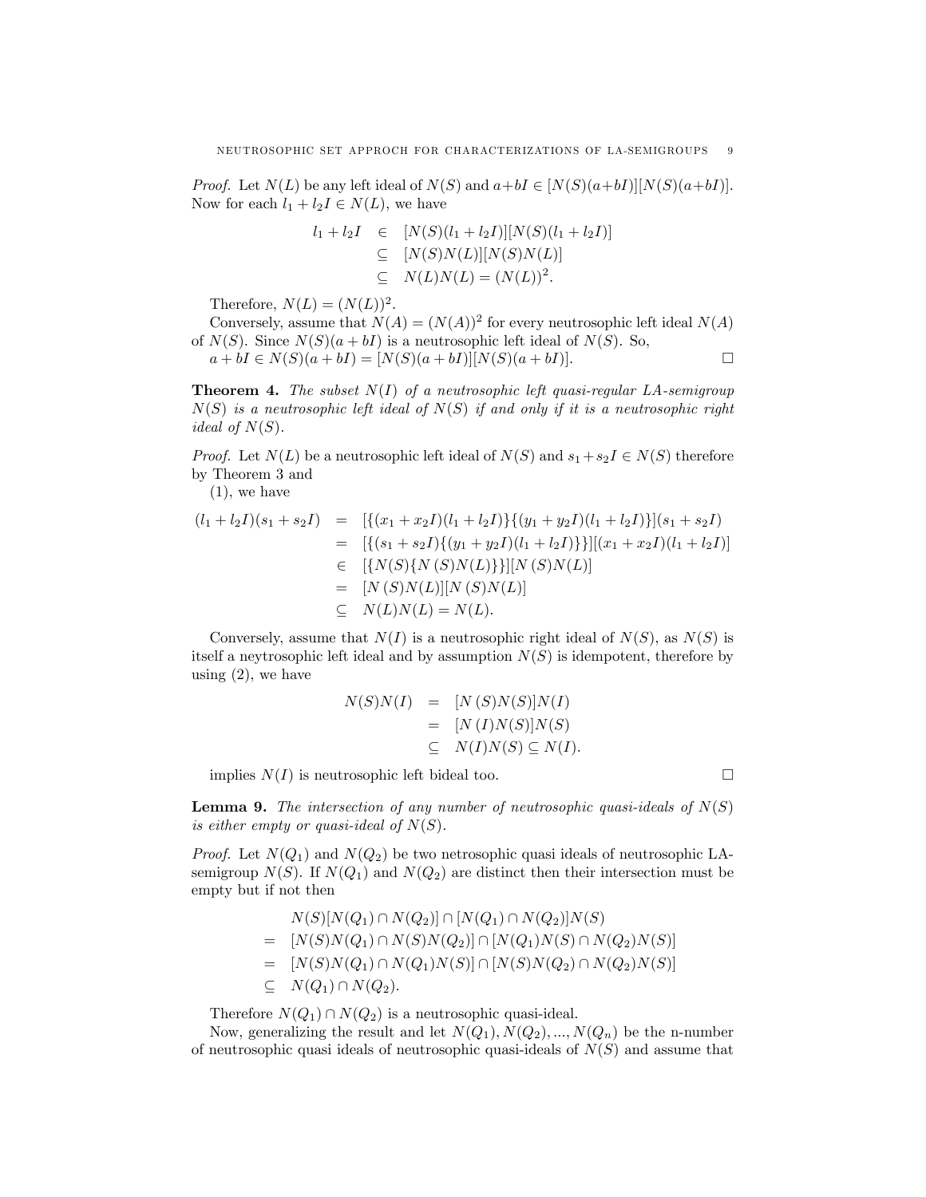*Proof.* Let $N(L)$ be any left ideal of $N(S)$ and $a+bI \in [N(S)(a+bI)][N(S)(a+bI)]$. Now for each $l_1 + l_2 I \in N(L)$, we have

$$\begin{aligned} l_1 + l_2 I &\in [N(S)(l_1 + l_2 I)][N(S)(l_1 + l_2 I)] \\ &\subseteq [N(S)N(L)][N(S)N(L)] \\ &\subseteq N(L)N(L) = (N(L))^2. \end{aligned}$$

Therefore, $N(L) = (N(L))^2$.

Conversely, assume that $N(A) = (N(A))^2$ for every neutrosophic left ideal $N(A)$ of $N(S)$. Since $N(S)(a + bI)$ is a neutrosophic left ideal of $N(S)$. So, $a + bI \in N(S)(a + bI) = [N(S)(a + bI)][N(S)(a + bI)]$. □

**Theorem 4.** *The subset $N(I)$ of a neutrosophic left quasi-regular LA-semigroup $N(S)$ is a neutrosophic left ideal of $N(S)$ if and only if it is a neutrosophic right ideal of $N(S)$.*

*Proof.* Let $N(L)$ be a neutrosophic left ideal of $N(S)$ and $s_1 + s_2 I \in N(S)$ therefore by Theorem 3 and
(1), we have

$$\begin{aligned} (l_1 + l_2 I)(s_1 + s_2 I) &= [\{(x_1 + x_2 I)(l_1 + l_2 I)\}\{(y_1 + y_2 I)(l_1 + l_2 I)\}](s_1 + s_2 I) \\ &= [\{(s_1 + s_2 I)\{(y_1 + y_2 I)(l_1 + l_2 I)\}\}][(x_1 + x_2 I)(l_1 + l_2 I)] \\ &\in [\{N(S)\{N(S)N(L)\}\}][N(S)N(L)] \\ &= [N(S)N(L)][N(S)N(L)] \\ &\subseteq N(L)N(L) = N(L). \end{aligned}$$

Conversely, assume that $N(I)$ is a neutrosophic right ideal of $N(S)$, as $N(S)$ is itself a neytrosophic left ideal and by assumption $N(S)$ is idempotent, therefore by using (2), we have

$$\begin{aligned} N(S)N(I) &= [N(S)N(S)]N(I) \\ &= [N(I)N(S)]N(S) \\ &\subseteq N(I)N(S) \subseteq N(I). \end{aligned}$$

implies $N(I)$ is neutrosophic left bideal too. □

**Lemma 9.** *The intersection of any number of neutrosophic quasi-ideals of $N(S)$ is either empty or quasi-ideal of $N(S)$.*

*Proof.* Let $N(Q_1)$ and $N(Q_2)$ be two netrosophic quasi ideals of neutrosophic LA-semigroup $N(S)$. If $N(Q_1)$ and $N(Q_2)$ are distinct then their intersection must be empty but if not then

$$\begin{aligned} & N(S)[N(Q_1) \cap N(Q_2)] \cap [N(Q_1) \cap N(Q_2)]N(S) \\ = \; & [N(S)N(Q_1) \cap N(S)N(Q_2)] \cap [N(Q_1)N(S) \cap N(Q_2)N(S)] \\ = \; & [N(S)N(Q_1) \cap N(Q_1)N(S)] \cap [N(S)N(Q_2) \cap N(Q_2)N(S)] \\ \subseteq \; & N(Q_1) \cap N(Q_2). \end{aligned}$$

Therefore $N(Q_1) \cap N(Q_2)$ is a neutrosophic quasi-ideal.

Now, generalizing the result and let $N(Q_1), N(Q_2), ..., N(Q_n)$ be the n-number of neutrosophic quasi ideals of neutrosophic quasi-ideals of $N(S)$ and assume that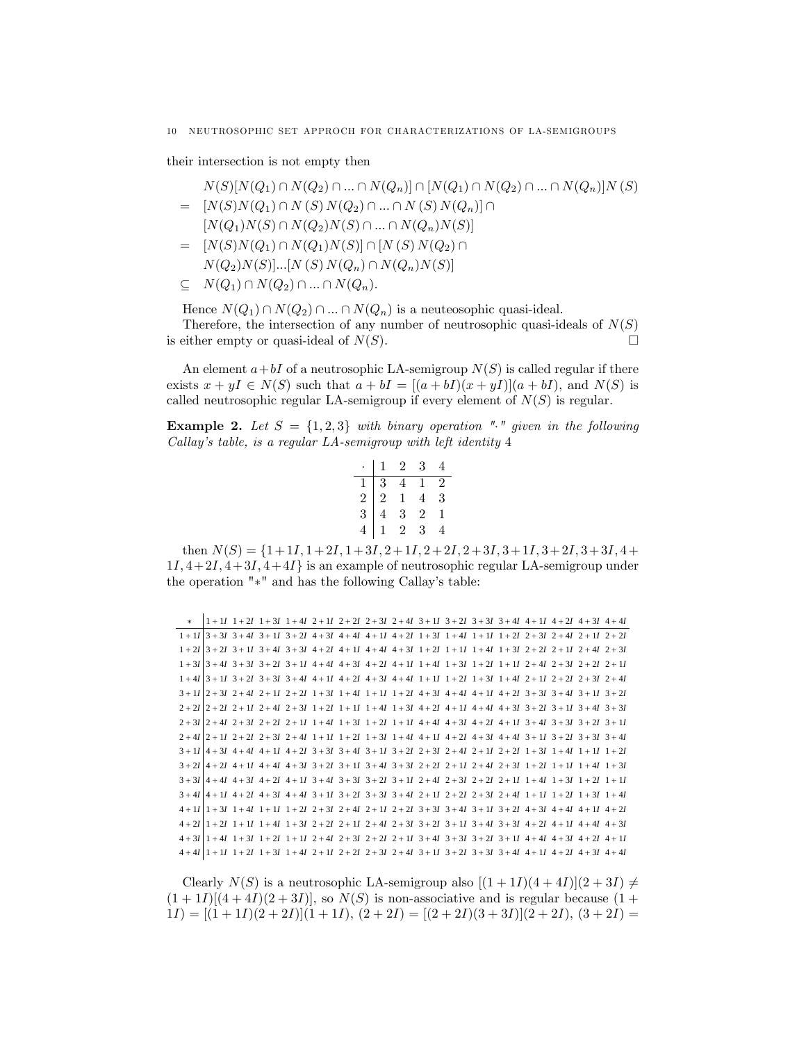their intersection is not empty then

$$
\begin{aligned}
& N(S)[N(Q_1) \cap N(Q_2) \cap ... \cap N(Q_n)] \cap [N(Q_1) \cap N(Q_2) \cap ... \cap N(Q_n)]N(S) \\
= \; & [N(S)N(Q_1) \cap N(S)N(Q_2) \cap ... \cap N(S)N(Q_n)] \cap \\
& [N(Q_1)N(S) \cap N(Q_2)N(S) \cap ... \cap N(Q_n)N(S)] \\
= \; & [N(S)N(Q_1) \cap N(Q_1)N(S)] \cap [N(S)N(Q_2) \cap \\
& N(Q_2)N(S)]...[N(S)N(Q_n) \cap N(Q_n)N(S)] \\
\subseteq \; & N(Q_1) \cap N(Q_2) \cap ... \cap N(Q_n).
\end{aligned}
$$

Hence $N(Q_1) \cap N(Q_2) \cap ... \cap N(Q_n)$ is a neuteosophic quasi-ideal.

Therefore, the intersection of any number of neutrosophic quasi-ideals of $N(S)$ is either empty or quasi-ideal of $N(S)$. $\square$

An element $a+bI$ of a neutrosophic LA-semigroup $N(S)$ is called regular if there exists $x+yI \in N(S)$ such that $a+bI = [(a+bI)(x+yI)](a+bI)$, and $N(S)$ is called neutrosophic regular LA-semigroup if every element of $N(S)$ is regular.

**Example 2.** *Let $S = \{1, 2, 3\}$ with binary operation "$\cdot$" given in the following Callay's table, is a regular LA-semigroup with left identity 4*

| $\cdot$ | 1 | 2 | 3 | 4 |
|---|---|---|---|---|
| 1 | 3 | 4 | 1 | 2 |
| 2 | 2 | 1 | 4 | 3 |
| 3 | 4 | 3 | 2 | 1 |
| 4 | 1 | 2 | 3 | 4 |

then $N(S) = \{1+1I, 1+2I, 1+3I, 2+1I, 2+2I, 2+3I, 3+1I, 3+2I, 3+3I, 4+1I, 4+2I, 4+3I, 4+4I\}$ is an example of neutrosophic regular LA-semigroup under the operation "$*$" and has the following Callay's table:

| $*$ | $1+1I$ | $1+2I$ | $1+3I$ | $1+4I$ | $2+1I$ | $2+2I$ | $2+3I$ | $2+4I$ | $3+1I$ | $3+2I$ | $3+3I$ | $3+4I$ | $4+1I$ | $4+2I$ | $4+3I$ | $4+4I$ |
|---|---|---|---|---|---|---|---|---|---|---|---|---|---|---|---|---|
| $1+1I$ | $3+3I$ | $3+4I$ | $3+1I$ | $3+2I$ | $4+3I$ | $4+4I$ | $4+1I$ | $4+2I$ | $1+3I$ | $1+4I$ | $1+1I$ | $1+2I$ | $2+3I$ | $2+4I$ | $2+1I$ | $2+2I$ |
| $1+2I$ | $3+2I$ | $3+1I$ | $3+4I$ | $3+3I$ | $4+2I$ | $4+1I$ | $4+4I$ | $4+3I$ | $1+2I$ | $1+1I$ | $1+4I$ | $1+3I$ | $2+2I$ | $2+1I$ | $2+4I$ | $2+3I$ |
| $1+3I$ | $3+4I$ | $3+3I$ | $3+2I$ | $3+1I$ | $4+4I$ | $4+3I$ | $4+2I$ | $4+1I$ | $1+4I$ | $1+3I$ | $1+2I$ | $1+1I$ | $2+4I$ | $2+3I$ | $2+2I$ | $2+1I$ |
| $1+4I$ | $3+1I$ | $3+2I$ | $3+3I$ | $3+4I$ | $4+1I$ | $4+2I$ | $4+3I$ | $4+4I$ | $1+1I$ | $1+2I$ | $1+3I$ | $1+4I$ | $2+1I$ | $2+2I$ | $2+3I$ | $2+4I$ |
| $2+1I$ | $2+3I$ | $2+4I$ | $2+1I$ | $2+2I$ | $1+3I$ | $1+4I$ | $1+1I$ | $1+2I$ | $4+3I$ | $4+4I$ | $4+1I$ | $4+2I$ | $3+3I$ | $3+4I$ | $3+1I$ | $3+2I$ |
| $2+2I$ | $2+2I$ | $2+1I$ | $2+4I$ | $2+3I$ | $1+2I$ | $1+1I$ | $1+4I$ | $1+3I$ | $4+2I$ | $4+1I$ | $4+4I$ | $4+3I$ | $3+2I$ | $3+1I$ | $3+4I$ | $3+3I$ |
| $2+3I$ | $2+4I$ | $2+3I$ | $2+2I$ | $2+1I$ | $1+4I$ | $1+3I$ | $1+2I$ | $1+1I$ | $4+4I$ | $4+3I$ | $4+2I$ | $4+1I$ | $3+4I$ | $3+3I$ | $3+2I$ | $3+1I$ |
| $2+4I$ | $2+1I$ | $2+2I$ | $2+3I$ | $2+4I$ | $1+1I$ | $1+2I$ | $1+3I$ | $1+4I$ | $4+1I$ | $4+2I$ | $4+3I$ | $4+4I$ | $3+1I$ | $3+2I$ | $3+3I$ | $3+4I$ |
| $3+1I$ | $4+3I$ | $4+4I$ | $4+1I$ | $4+2I$ | $3+3I$ | $3+4I$ | $3+1I$ | $3+2I$ | $2+3I$ | $2+4I$ | $2+1I$ | $2+2I$ | $1+3I$ | $1+4I$ | $1+1I$ | $1+2I$ |
| $3+2I$ | $4+2I$ | $4+1I$ | $4+4I$ | $4+3I$ | $3+2I$ | $3+1I$ | $3+4I$ | $3+3I$ | $2+2I$ | $2+1I$ | $2+4I$ | $2+3I$ | $1+2I$ | $1+1I$ | $1+4I$ | $1+3I$ |
| $3+3I$ | $4+4I$ | $4+3I$ | $4+2I$ | $4+1I$ | $3+4I$ | $3+3I$ | $3+2I$ | $3+1I$ | $2+4I$ | $2+3I$ | $2+2I$ | $2+1I$ | $1+4I$ | $1+3I$ | $1+2I$ | $1+1I$ |
| $3+4I$ | $4+1I$ | $4+2I$ | $4+3I$ | $4+4I$ | $3+1I$ | $3+2I$ | $3+3I$ | $3+4I$ | $2+1I$ | $2+2I$ | $2+3I$ | $2+4I$ | $1+1I$ | $1+2I$ | $1+3I$ | $1+4I$ |
| $4+1I$ | $1+3I$ | $1+4I$ | $1+1I$ | $1+2I$ | $2+3I$ | $2+4I$ | $2+1I$ | $2+2I$ | $3+3I$ | $3+4I$ | $3+1I$ | $3+2I$ | $4+3I$ | $4+4I$ | $4+1I$ | $4+2I$ |
| $4+2I$ | $1+2I$ | $1+1I$ | $1+4I$ | $1+3I$ | $2+2I$ | $2+1I$ | $2+4I$ | $2+3I$ | $3+2I$ | $3+1I$ | $3+4I$ | $3+3I$ | $4+2I$ | $4+1I$ | $4+4I$ | $4+3I$ |
| $4+3I$ | $1+4I$ | $1+3I$ | $1+2I$ | $1+1I$ | $2+4I$ | $2+3I$ | $2+2I$ | $2+1I$ | $3+4I$ | $3+3I$ | $3+2I$ | $3+1I$ | $4+4I$ | $4+3I$ | $4+2I$ | $4+1I$ |
| $4+4I$ | $1+1I$ | $1+2I$ | $1+3I$ | $1+4I$ | $2+1I$ | $2+2I$ | $2+3I$ | $2+4I$ | $3+1I$ | $3+2I$ | $3+3I$ | $3+4I$ | $4+1I$ | $4+2I$ | $4+3I$ | $4+4I$ |

Clearly $N(S)$ is a neutrosophic LA-semigroup also $[(1+1I)(4+4I)](2+3I) \neq (1+1I)[(4+4I)(2+3I)]$, so $N(S)$ is non-associative and is regular because $(1+1I) = [(1+1I)(2+2I)](1+1I)$, $(2+2I) = [(2+2I)(3+3I)](2+2I)$, $(3+2I) =$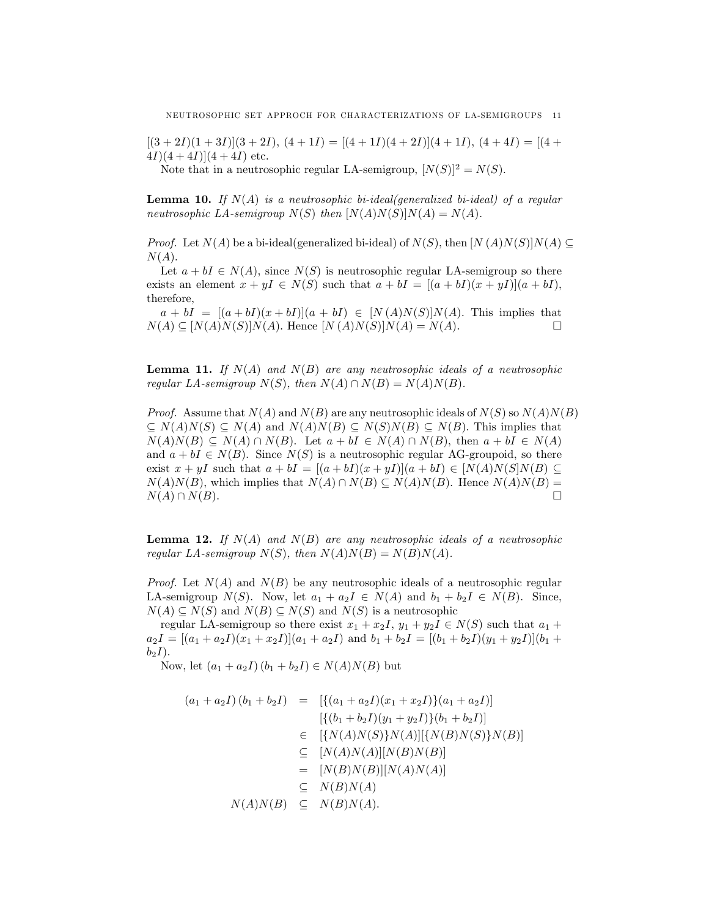$[(3+2I)(1+3I)](3+2I)$, $(4+1I) = [(4+1I)(4+2I)](4+1I)$, $(4+4I) = [(4+4I)(4+4I)](4+4I)$ etc.

Note that in a neutrosophic regular LA-semigroup, $[N(S)]^2 = N(S)$.

**Lemma 10.** *If $N(A)$ is a neutrosophic bi-ideal(generalized bi-ideal) of a regular neutrosophic LA-semigroup $N(S)$ then $[N(A)N(S)]N(A) = N(A)$.*

*Proof.* Let $N(A)$ be a bi-ideal(generalized bi-ideal) of $N(S)$, then $[N(A)N(S)]N(A) \subseteq N(A)$.

Let $a+bI \in N(A)$, since $N(S)$ is neutrosophic regular LA-semigroup so there exists an element $x+yI \in N(S)$ such that $a+bI = [(a+bI)(x+yI)](a+bI)$, therefore,

$a+bI = [(a+bI)(x+bI)](a+bI) \in [N(A)N(S)]N(A)$. This implies that $N(A) \subseteq [N(A)N(S)]N(A)$. Hence $[N(A)N(S)]N(A) = N(A)$. □

**Lemma 11.** *If $N(A)$ and $N(B)$ are any neutrosophic ideals of a neutrosophic regular LA-semigroup $N(S)$, then $N(A) \cap N(B) = N(A)N(B)$.*

*Proof.* Assume that $N(A)$ and $N(B)$ are any neutrosophic ideals of $N(S)$ so $N(A)N(B) \subseteq N(A)N(S) \subseteq N(A)$ and $N(A)N(B) \subseteq N(S)N(B) \subseteq N(B)$. This implies that $N(A)N(B) \subseteq N(A) \cap N(B)$. Let $a+bI \in N(A) \cap N(B)$, then $a+bI \in N(A)$ and $a+bI \in N(B)$. Since $N(S)$ is a neutrosophic regular AG-groupoid, so there exist $x+yI$ such that $a+bI = [(a+bI)(x+yI)](a+bI) \in [N(A)N(S]N(B) \subseteq N(A)N(B)$, which implies that $N(A) \cap N(B) \subseteq N(A)N(B)$. Hence $N(A)N(B) = N(A) \cap N(B)$. □

**Lemma 12.** *If $N(A)$ and $N(B)$ are any neutrosophic ideals of a neutrosophic regular LA-semigroup $N(S)$, then $N(A)N(B) = N(B)N(A)$.*

*Proof.* Let $N(A)$ and $N(B)$ be any neutrosophic ideals of a neutrosophic regular LA-semigroup $N(S)$. Now, let $a_1 + a_2I \in N(A)$ and $b_1 + b_2I \in N(B)$. Since, $N(A) \subseteq N(S)$ and $N(B) \subseteq N(S)$ and $N(S)$ is a neutrosophic regular LA-semigroup so there exist $x_1 + x_2I$, $y_1 + y_2I \in N(S)$ such that $a_1 + a_2I = [(a_1+a_2I)(x_1+x_2I)](a_1+a_2I)$ and $b_1 + b_2I = [(b_1+b_2I)(y_1+y_2I)](b_1+b_2I)$.

Now, let $(a_1+a_2I)(b_1+b_2I) \in N(A)N(B)$ but

$$
\begin{aligned}
(a_1+a_2I)(b_1+b_2I) &= [\{(a_1+a_2I)(x_1+x_2I)\}(a_1+a_2I)] \\
&\quad [\{(b_1+b_2I)(y_1+y_2I)\}(b_1+b_2I)] \\
&\in [\{N(A)N(S)\}N(A)][\{N(B)N(S)\}N(B)] \\
&\subseteq [N(A)N(A)][N(B)N(B)] \\
&= [N(B)N(B)][N(A)N(A)] \\
&\subseteq N(B)N(A) \\
N(A)N(B) &\subseteq N(B)N(A).
\end{aligned}
$$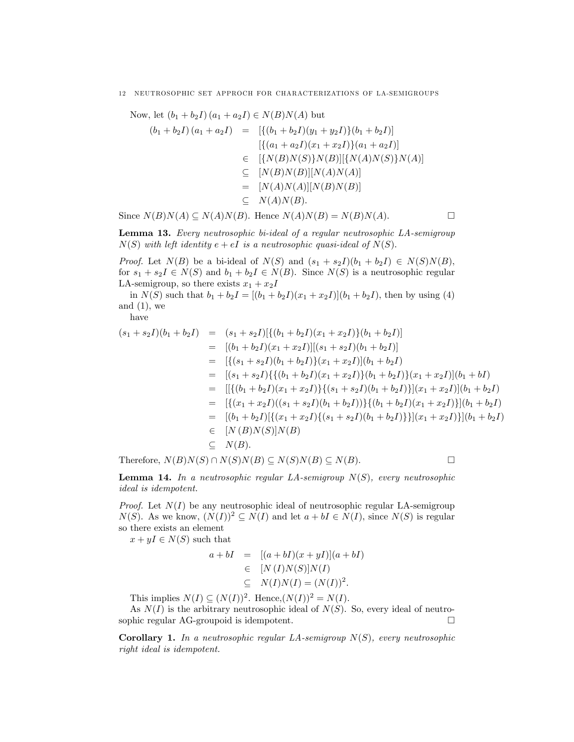Now, let $(b_1 + b_2I)(a_1 + a_2I) \in N(B)N(A)$ but

$$
\begin{aligned}
(b_1 + b_2I)(a_1 + a_2I) &= [\{(b_1 + b_2I)(y_1 + y_2I)\}(b_1 + b_2I)] \\
&\quad [\{(a_1 + a_2I)(x_1 + x_2I)\}(a_1 + a_2I)] \\
&\in [\{N(B)N(S)\}N(B)][\{N(A)N(S)\}N(A)] \\
&\subseteq [N(B)N(B)][N(A)N(A)] \\
&= [N(A)N(A)][N(B)N(B)] \\
&\subseteq N(A)N(B).
\end{aligned}
$$

Since $N(B)N(A) \subseteq N(A)N(B)$. Hence $N(A)N(B) = N(B)N(A)$. $\square$

**Lemma 13.** *Every neutrosophic bi-ideal of a regular neutrosophic LA-semigroup $N(S)$ with left identity $e + eI$ is a neutrosophic quasi-ideal of $N(S)$.*

*Proof.* Let $N(B)$ be a bi-ideal of $N(S)$ and $(s_1 + s_2I)(b_1 + b_2I) \in N(S)N(B)$, for $s_1 + s_2I \in N(S)$ and $b_1 + b_2I \in N(B)$. Since $N(S)$ is a neutrosophic regular LA-semigroup, so there exists $x_1 + x_2I$

in $N(S)$ such that $b_1 + b_2I = [(b_1 + b_2I)(x_1 + x_2I)](b_1 + b_2I)$, then by using (4) and (1), we

have

$$
\begin{aligned}
(s_1 + s_2I)(b_1 + b_2I) &= (s_1 + s_2I)[\{(b_1 + b_2I)(x_1 + x_2I)\}(b_1 + b_2I)] \\
&= [(b_1 + b_2I)(x_1 + x_2I)][(s_1 + s_2I)(b_1 + b_2I)] \\
&= [\{(s_1 + s_2I)(b_1 + b_2I)\}(x_1 + x_2I)](b_1 + b_2I) \\
&= [(s_1 + s_2I)\{\{(b_1 + b_2I)(x_1 + x_2I)\}(b_1 + b_2I)\}(x_1 + x_2I)](b_1 + bI) \\
&= [[\{(b_1 + b_2I)(x_1 + x_2I)\}\{(s_1 + s_2I)(b_1 + b_2I)\}](x_1 + x_2I)](b_1 + b_2I) \\
&= [\{(x_1 + x_2I)((s_1 + s_2I)(b_1 + b_2I))\}\{(b_1 + b_2I)(x_1 + x_2I)\}](b_1 + b_2I) \\
&= [(b_1 + b_2I)[\{(x_1 + x_2I)\{(s_1 + s_2I)(b_1 + b_2I)\}\}](x_1 + x_2I)\}](b_1 + b_2I) \\
&\in [N(B)N(S)]N(B) \\
&\subseteq N(B).
\end{aligned}
$$

Therefore, $N(B)N(S) \cap N(S)N(B) \subseteq N(S)N(B) \subseteq N(B)$. $\square$

**Lemma 14.** *In a neutrosophic regular LA-semigroup $N(S)$, every neutrosophic ideal is idempotent.*

*Proof.* Let $N(I)$ be any neutrosophic ideal of neutrosophic regular LA-semigroup $N(S)$. As we know, $(N(I))^2 \subseteq N(I)$ and let $a + bI \in N(I)$, since $N(S)$ is regular so there exists an element

$x + yI \in N(S)$ such that

$$
\begin{aligned}
a + bI &= [(a + bI)(x + yI)](a + bI) \\
&\in [N(I)N(S)]N(I) \\
&\subseteq N(I)N(I) = (N(I))^2.
\end{aligned}
$$

This implies $N(I) \subseteq (N(I))^2$. Hence, $(N(I))^2 = N(I)$.

As $N(I)$ is the arbitrary neutrosophic ideal of $N(S)$. So, every ideal of neutrosophic regular AG-groupoid is idempotent. $\square$

**Corollary 1.** *In a neutrosophic regular LA-semigroup $N(S)$, every neutrosophic right ideal is idempotent.*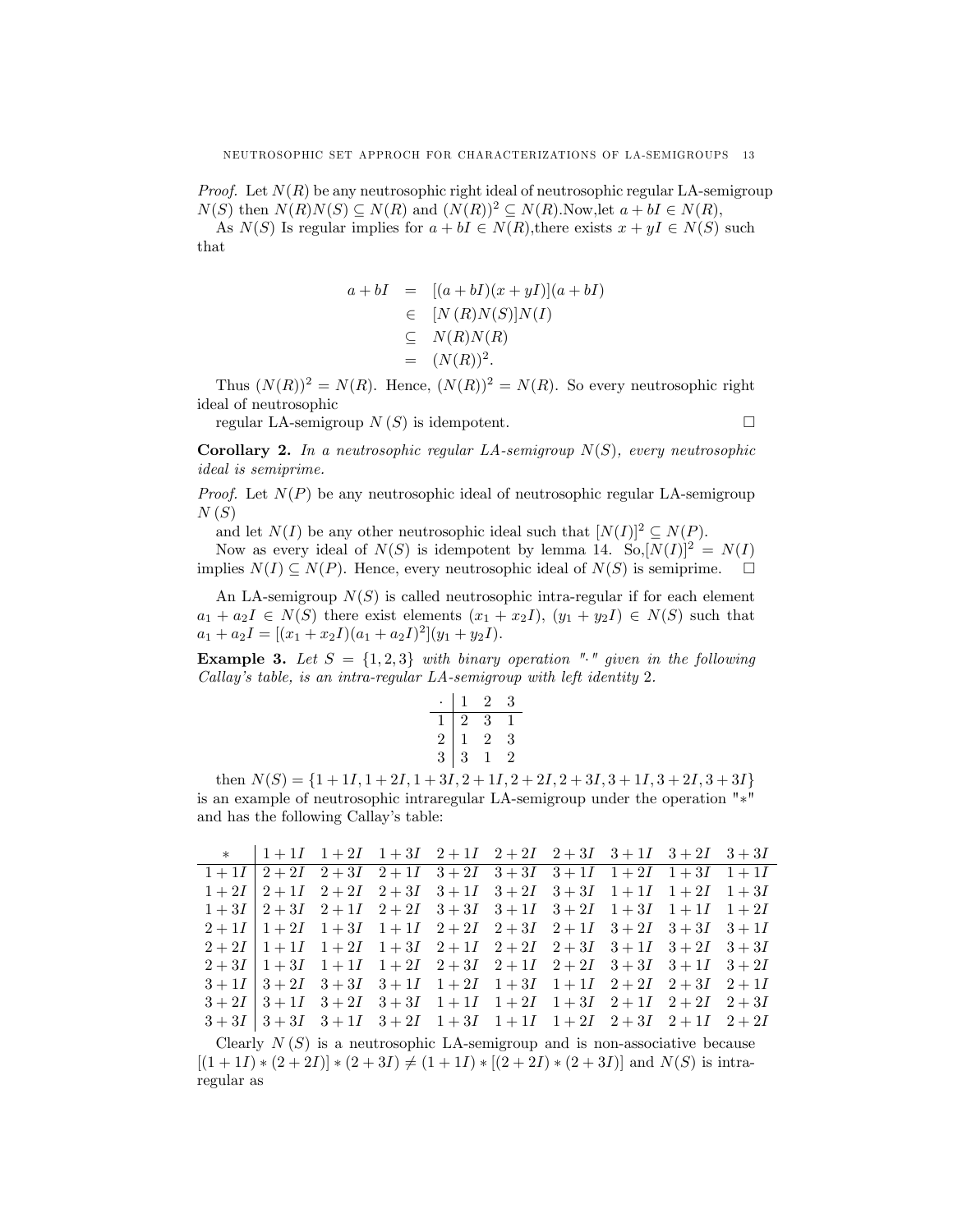*Proof.* Let $N(R)$ be any neutrosophic right ideal of neutrosophic regular LA-semigroup $N(S)$ then $N(R)N(S) \subseteq N(R)$ and $(N(R))^2 \subseteq N(R)$.Now,let $a + bI \in N(R)$,

As $N(S)$ Is regular implies for $a + bI \in N(R)$,there exists $x + yI \in N(S)$ such that

$$\begin{aligned} a + bI &= [(a + bI)(x + yI)](a + bI) \\ &\in [N(R)N(S)]N(I) \\ &\subseteq N(R)N(R) \\ &= (N(R))^2. \end{aligned}$$

Thus $(N(R))^2 = N(R)$. Hence, $(N(R))^2 = N(R)$. So every neutrosophic right ideal of neutrosophic

regular LA-semigroup $N(S)$ is idempotent. □

**Corollary 2.** *In a neutrosophic regular LA-semigroup $N(S)$, every neutrosophic ideal is semiprime.*

*Proof.* Let $N(P)$ be any neutrosophic ideal of neutrosophic regular LA-semigroup $N(S)$

and let $N(I)$ be any other neutrosophic ideal such that $[N(I)]^2 \subseteq N(P)$.

Now as every ideal of $N(S)$ is idempotent by lemma 14. So,$[N(I)]^2 = N(I)$ implies $N(I) \subseteq N(P)$. Hence, every neutrosophic ideal of $N(S)$ is semiprime. □

An LA-semigroup $N(S)$ is called neutrosophic intra-regular if for each element $a_1 + a_2I \in N(S)$ there exist elements $(x_1 + x_2I)$, $(y_1 + y_2I) \in N(S)$ such that $a_1 + a_2I = [(x_1 + x_2I)(a_1 + a_2I)^2](y_1 + y_2I)$.

**Example 3.** *Let $S = \{1, 2, 3\}$ with binary operation "$\cdot$" given in the following Callay's table, is an intra-regular LA-semigroup with left identity 2.*

| $\cdot$ | 1 | 2 | 3 |
|---|---|---|---|
| 1 | 2 | 3 | 1 |
| 2 | 1 | 2 | 3 |
| 3 | 3 | 1 | 2 |

then $N(S) = \{1+1I, 1+2I, 1+3I, 2+1I, 2+2I, 2+3I, 3+1I, 3+2I, 3+3I\}$ is an example of neutrosophic intraregular LA-semigroup under the operation "$*$" and has the following Callay's table:

| $*$ | $1+1I$ | $1+2I$ | $1+3I$ | $2+1I$ | $2+2I$ | $2+3I$ | $3+1I$ | $3+2I$ | $3+3I$ |
|---|---|---|---|---|---|---|---|---|---|
| $1+1I$ | $2+2I$ | $2+3I$ | $2+1I$ | $3+2I$ | $3+3I$ | $3+1I$ | $1+2I$ | $1+3I$ | $1+1I$ |
| $1+2I$ | $2+1I$ | $2+2I$ | $2+3I$ | $3+1I$ | $3+2I$ | $3+3I$ | $1+1I$ | $1+2I$ | $1+3I$ |
| $1+3I$ | $2+3I$ | $2+1I$ | $2+2I$ | $3+3I$ | $3+1I$ | $3+2I$ | $1+3I$ | $1+1I$ | $1+2I$ |
| $2+1I$ | $1+2I$ | $1+3I$ | $1+1I$ | $2+2I$ | $2+3I$ | $2+1I$ | $3+2I$ | $3+3I$ | $3+1I$ |
| $2+2I$ | $1+1I$ | $1+2I$ | $1+3I$ | $2+1I$ | $2+2I$ | $2+3I$ | $3+1I$ | $3+2I$ | $3+3I$ |
| $2+3I$ | $1+3I$ | $1+1I$ | $1+2I$ | $2+3I$ | $2+1I$ | $2+2I$ | $3+3I$ | $3+1I$ | $3+2I$ |
| $3+1I$ | $3+2I$ | $3+3I$ | $3+1I$ | $1+2I$ | $1+3I$ | $1+1I$ | $2+2I$ | $2+3I$ | $2+1I$ |
| $3+2I$ | $3+1I$ | $3+2I$ | $3+3I$ | $1+1I$ | $1+2I$ | $1+3I$ | $2+1I$ | $2+2I$ | $2+3I$ |
| $3+3I$ | $3+3I$ | $3+1I$ | $3+2I$ | $1+3I$ | $1+1I$ | $1+2I$ | $2+3I$ | $2+1I$ | $2+2I$ |

Clearly $N(S)$ is a neutrosophic LA-semigroup and is non-associative because $[(1+1I)*(2+2I)]*(2+3I) \neq (1+1I)*[(2+2I)*(2+3I)]$ and $N(S)$ is intra-regular as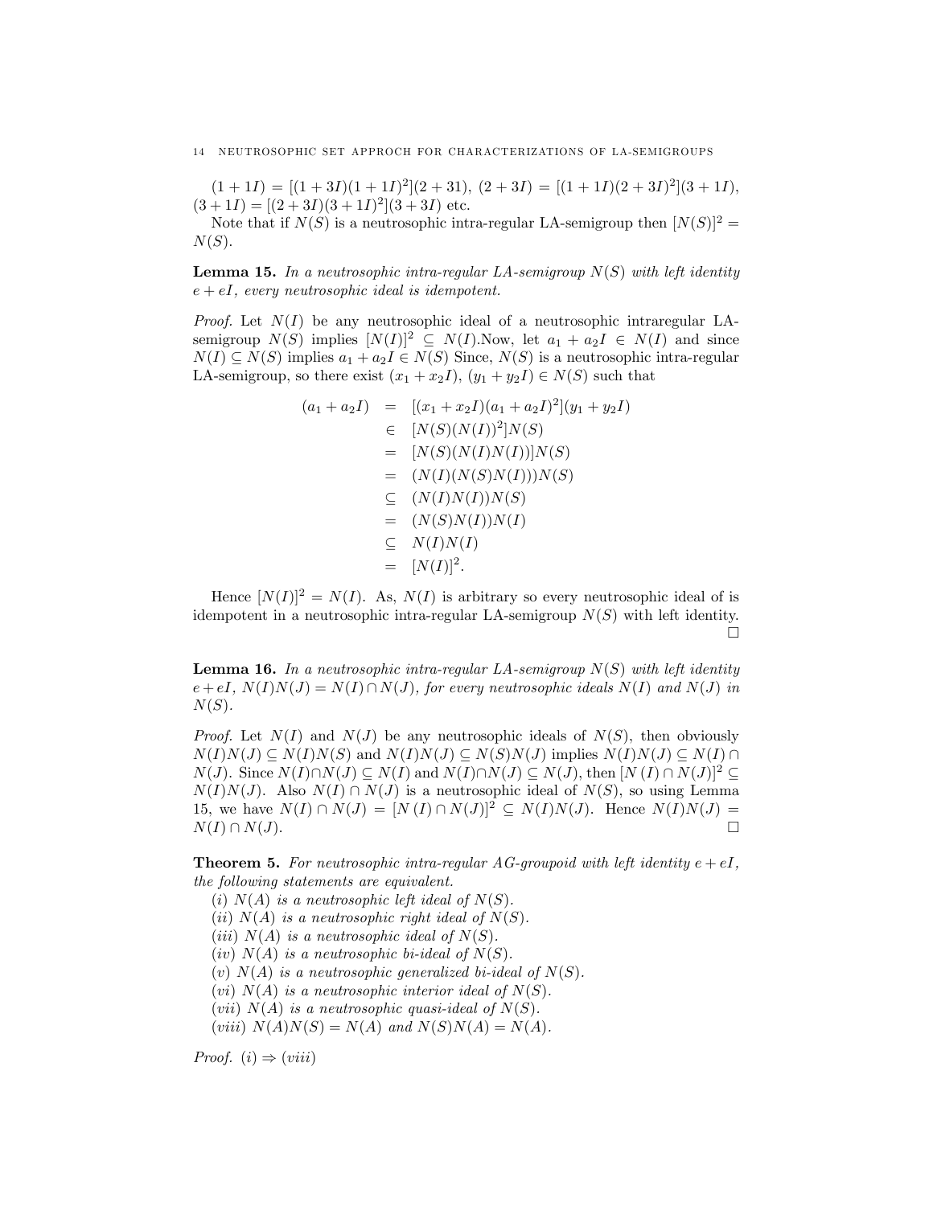$(1+1I) = [(1+3I)(1+1I)^2](2+31)$, $(2+3I) = [(1+1I)(2+3I)^2](3+1I)$, $(3+1I) = [(2+3I)(3+1I)^2](3+3I)$ etc.

Note that if $N(S)$ is a neutrosophic intra-regular LA-semigroup then $[N(S)]^2 = N(S)$.

**Lemma 15.** *In a neutrosophic intra-regular LA-semigroup $N(S)$ with left identity $e+eI$, every neutrosophic ideal is idempotent.*

*Proof.* Let $N(I)$ be any neutrosophic ideal of a neutrosophic intraregular LA-semigroup $N(S)$ implies $[N(I)]^2 \subseteq N(I)$.Now, let $a_1 + a_2I \in N(I)$ and since $N(I) \subseteq N(S)$ implies $a_1 + a_2I \in N(S)$ Since, $N(S)$ is a neutrosophic intra-regular LA-semigroup, so there exist $(x_1 + x_2I)$, $(y_1 + y_2I) \in N(S)$ such that

$$\begin{aligned}
(a_1 + a_2I) &= [(x_1 + x_2I)(a_1 + a_2I)^2](y_1 + y_2I) \\
&\in [N(S)(N(I))^2]N(S) \\
&= [N(S)(N(I)N(I))]N(S) \\
&= (N(I)(N(S)N(I)))N(S) \\
&\subseteq (N(I)N(I))N(S) \\
&= (N(S)N(I))N(I) \\
&\subseteq N(I)N(I) \\
&= [N(I)]^2.
\end{aligned}$$

Hence $[N(I)]^2 = N(I)$. As, $N(I)$ is arbitrary so every neutrosophic ideal of is idempotent in a neutrosophic intra-regular LA-semigroup $N(S)$ with left identity. □

**Lemma 16.** *In a neutrosophic intra-regular LA-semigroup $N(S)$ with left identity $e+eI$, $N(I)N(J) = N(I) \cap N(J)$, for every neutrosophic ideals $N(I)$ and $N(J)$ in $N(S)$.*

*Proof.* Let $N(I)$ and $N(J)$ be any neutrosophic ideals of $N(S)$, then obviously $N(I)N(J) \subseteq N(I)N(S)$ and $N(I)N(J) \subseteq N(S)N(J)$ implies $N(I)N(J) \subseteq N(I) \cap N(J)$. Since $N(I)\cap N(J) \subseteq N(I)$ and $N(I)\cap N(J) \subseteq N(J)$, then $[N(I) \cap N(J)]^2 \subseteq N(I)N(J)$. Also $N(I) \cap N(J)$ is a neutrosophic ideal of $N(S)$, so using Lemma 15, we have $N(I) \cap N(J) = [N(I) \cap N(J)]^2 \subseteq N(I)N(J)$. Hence $N(I)N(J) = N(I) \cap N(J)$. □

**Theorem 5.** *For neutrosophic intra-regular AG-groupoid with left identity $e+eI$, the following statements are equivalent.*

($i$) *$N(A)$ is a neutrosophic left ideal of $N(S)$.*
($ii$) *$N(A)$ is a neutrosophic right ideal of $N(S)$.*
($iii$) *$N(A)$ is a neutrosophic ideal of $N(S)$.*
($iv$) *$N(A)$ is a neutrosophic bi-ideal of $N(S)$.*
($v$) *$N(A)$ is a neutrosophic generalized bi-ideal of $N(S)$.*
($vi$) *$N(A)$ is a neutrosophic interior ideal of $N(S)$.*
($vii$) *$N(A)$ is a neutrosophic quasi-ideal of $N(S)$.*
($viii$) *$N(A)N(S) = N(A)$ and $N(S)N(A) = N(A)$.*

*Proof.* $(i) \Rightarrow (viii)$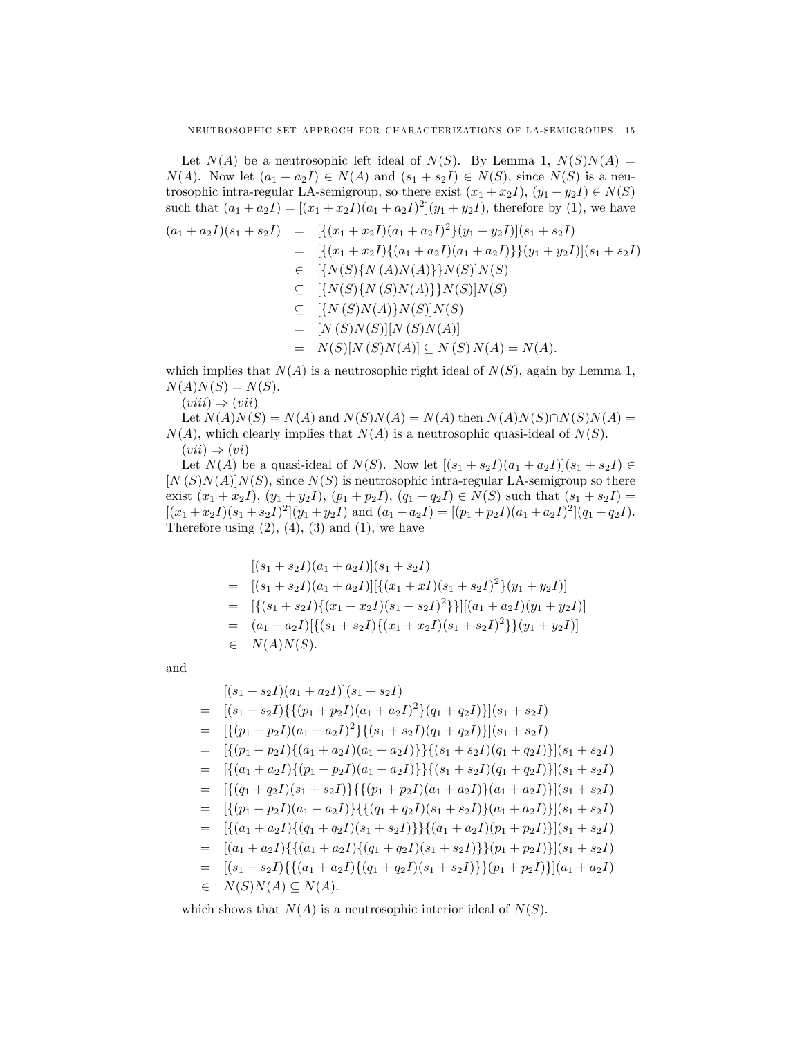Let $N(A)$ be a neutrosophic left ideal of $N(S)$. By Lemma 1, $N(S)N(A) = N(A)$. Now let $(a_1 + a_2I) \in N(A)$ and $(s_1 + s_2I) \in N(S)$, since $N(S)$ is a neutrosophic intra-regular LA-semigroup, so there exist $(x_1 + x_2I)$, $(y_1 + y_2I) \in N(S)$ such that $(a_1 + a_2I) = [(x_1 + x_2I)(a_1 + a_2I)^2](y_1 + y_2I)$, therefore by (1), we have

$$
\begin{aligned}
(a_1 + a_2I)(s_1 + s_2I) &= [\{(x_1 + x_2I)(a_1 + a_2I)^2\}(y_1 + y_2I)](s_1 + s_2I) \\
&= [\{(x_1 + x_2I)\{(a_1 + a_2I)(a_1 + a_2I)\}\}(y_1 + y_2I)](s_1 + s_2I) \\
&\in [\{N(S)\{N(A)N(A)\}\}N(S)]N(S) \\
&\subseteq [\{N(S)\{N(S)N(A)\}\}N(S)]N(S) \\
&\subseteq [\{N(S)N(A)\}N(S)]N(S) \\
&= [N(S)N(S)][N(S)N(A)] \\
&= N(S)[N(S)N(A)] \subseteq N(S)N(A) = N(A).
\end{aligned}
$$

which implies that $N(A)$ is a neutrosophic right ideal of $N(S)$, again by Lemma 1, $N(A)N(S) = N(S)$.

$(viii) \Rightarrow (vii)$

Let $N(A)N(S) = N(A)$ and $N(S)N(A) = N(A)$ then $N(A)N(S) \cap N(S)N(A) = N(A)$, which clearly implies that $N(A)$ is a neutrosophic quasi-ideal of $N(S)$.

$(vii) \Rightarrow (vi)$

Let $N(A)$ be a quasi-ideal of $N(S)$. Now let $[(s_1 + s_2I)(a_1 + a_2I)](s_1 + s_2I) \in [N(S)N(A)]N(S)$, since $N(S)$ is neutrosophic intra-regular LA-semigroup so there exist $(x_1 + x_2I)$, $(y_1 + y_2I)$, $(p_1 + p_2I)$, $(q_1 + q_2I) \in N(S)$ such that $(s_1 + s_2I) = [(x_1 + x_2I)(s_1 + s_2I)^2](y_1 + y_2I)$ and $(a_1 + a_2I) = [(p_1 + p_2I)(a_1 + a_2I)^2](q_1 + q_2I)$. Therefore using (2), (4), (3) and (1), we have

$$
\begin{aligned}
& [(s_1 + s_2I)(a_1 + a_2I)](s_1 + s_2I) \\
=\ & [(s_1 + s_2I)(a_1 + a_2I)][\{(x_1 + xI)(s_1 + s_2I)^2\}(y_1 + y_2I)] \\
=\ & [\{(s_1 + s_2I)\{(x_1 + x_2I)(s_1 + s_2I)^2\}\}][(a_1 + a_2I)(y_1 + y_2I)] \\
=\ & (a_1 + a_2I)[\{(s_1 + s_2I)\{(x_1 + x_2I)(s_1 + s_2I)^2\}\}(y_1 + y_2I)] \\
\in\ & N(A)N(S).
\end{aligned}
$$

and

$$
\begin{aligned}
& [(s_1 + s_2I)(a_1 + a_2I)](s_1 + s_2I) \\
=\ & [(s_1 + s_2I)\{\{(p_1 + p_2I)(a_1 + a_2I)^2\}(q_1 + q_2I)\}](s_1 + s_2I) \\
=\ & [\{(p_1 + p_2I)(a_1 + a_2I)^2\}\{(s_1 + s_2I)(q_1 + q_2I)\}](s_1 + s_2I) \\
=\ & [\{(p_1 + p_2I)\{(a_1 + a_2I)(a_1 + a_2I)\}\}\{(s_1 + s_2I)(q_1 + q_2I)\}](s_1 + s_2I) \\
=\ & [\{(a_1 + a_2I)\{(p_1 + p_2I)(a_1 + a_2I)\}\}\{(s_1 + s_2I)(q_1 + q_2I)\}](s_1 + s_2I) \\
=\ & [\{(q_1 + q_2I)(s_1 + s_2I)\}\{\{(p_1 + p_2I)(a_1 + a_2I)\}(a_1 + a_2I)\}](s_1 + s_2I) \\
=\ & [\{(p_1 + p_2I)(a_1 + a_2I)\}\{\{(q_1 + q_2I)(s_1 + s_2I)\}(a_1 + a_2I)\}](s_1 + s_2I) \\
=\ & [\{(a_1 + a_2I)\{(q_1 + q_2I)(s_1 + s_2I)\}\}\{(a_1 + a_2I)(p_1 + p_2I)\}](s_1 + s_2I) \\
=\ & [(a_1 + a_2I)\{\{(a_1 + a_2I)\{(q_1 + q_2I)(s_1 + s_2I)\}\}(p_1 + p_2I)\}](s_1 + s_2I) \\
=\ & [(s_1 + s_2I)\{\{(a_1 + a_2I)\{(q_1 + q_2I)(s_1 + s_2I)\}\}(p_1 + p_2I)\}](a_1 + a_2I) \\
\in\ & N(S)N(A) \subseteq N(A).
\end{aligned}
$$

which shows that $N(A)$ is a neutrosophic interior ideal of $N(S)$.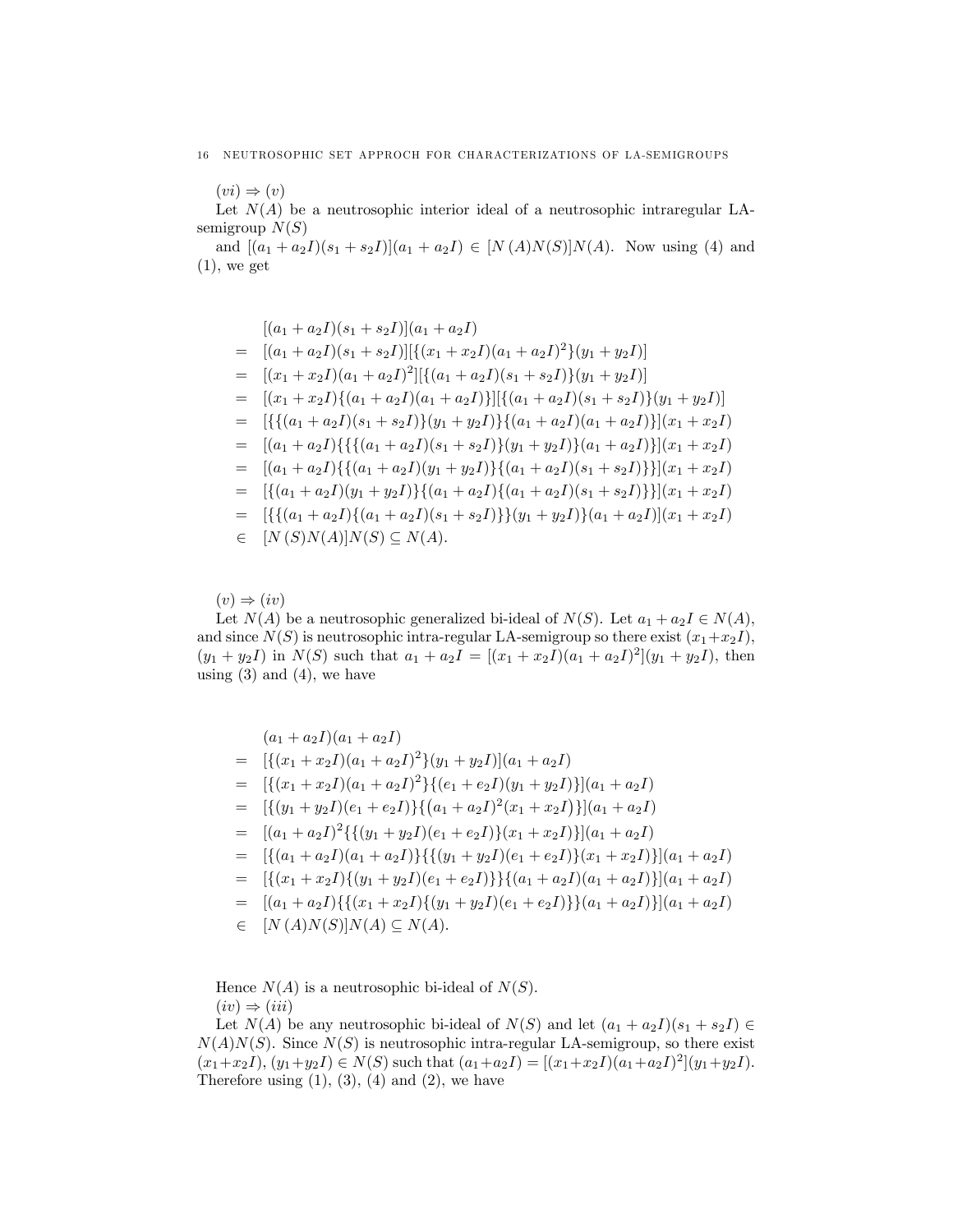$(vi) \Rightarrow (v)$

Let $N(A)$ be a neutrosophic interior ideal of a neutrosophic intraregular LA-semigroup $N(S)$

and $[(a_1 + a_2I)(s_1 + s_2I)](a_1 + a_2I) \in [N(A)N(S)]N(A)$. Now using (4) and (1), we get

$$
\begin{aligned}
& [(a_1 + a_2I)(s_1 + s_2I)](a_1 + a_2I) \\
= \;& [(a_1 + a_2I)(s_1 + s_2I)][\{(x_1 + x_2I)(a_1 + a_2I)^2\}(y_1 + y_2I)] \\
= \;& [(x_1 + x_2I)(a_1 + a_2I)^2][\{(a_1 + a_2I)(s_1 + s_2I)\}(y_1 + y_2I)] \\
= \;& [(x_1 + x_2I)\{(a_1 + a_2I)(a_1 + a_2I)\}][\{(a_1 + a_2I)(s_1 + s_2I)\}(y_1 + y_2I)] \\
= \;& [\{\{(a_1 + a_2I)(s_1 + s_2I)\}(y_1 + y_2I)\}\{(a_1 + a_2I)(a_1 + a_2I)\}](x_1 + x_2I) \\
= \;& [(a_1 + a_2I)\{\{\{(a_1 + a_2I)(s_1 + s_2I)\}(y_1 + y_2I)\}(a_1 + a_2I)\}](x_1 + x_2I) \\
= \;& [(a_1 + a_2I)\{\{(a_1 + a_2I)(y_1 + y_2I)\}\{(a_1 + a_2I)(s_1 + s_2I)\}\}](x_1 + x_2I) \\
= \;& [\{(a_1 + a_2I)(y_1 + y_2I)\}\{(a_1 + a_2I)\{(a_1 + a_2I)(s_1 + s_2I)\}\}](x_1 + x_2I) \\
= \;& [\{\{(a_1 + a_2I)\{(a_1 + a_2I)(s_1 + s_2I)\}\}(y_1 + y_2I)\}(a_1 + a_2I)](x_1 + x_2I) \\
\in \;& [N(S)N(A)]N(S) \subseteq N(A).
\end{aligned}
$$

$(v) \Rightarrow (iv)$

Let $N(A)$ be a neutrosophic generalized bi-ideal of $N(S)$. Let $a_1 + a_2I \in N(A)$, and since $N(S)$ is neutrosophic intra-regular LA-semigroup so there exist $(x_1 + x_2I)$, $(y_1 + y_2I)$ in $N(S)$ such that $a_1 + a_2I = [(x_1 + x_2I)(a_1 + a_2I)^2](y_1 + y_2I)$, then using (3) and (4), we have

$$
\begin{aligned}
& (a_1 + a_2I)(a_1 + a_2I) \\
= \;& [\{(x_1 + x_2I)(a_1 + a_2I)^2\}(y_1 + y_2I)](a_1 + a_2I) \\
= \;& [\{(x_1 + x_2I)(a_1 + a_2I)^2\}\{(e_1 + e_2I)(y_1 + y_2I)\}](a_1 + a_2I) \\
= \;& [\{(y_1 + y_2I)(e_1 + e_2I)\}\{(a_1 + a_2I)^2(x_1 + x_2I)\}](a_1 + a_2I) \\
= \;& [(a_1 + a_2I)^2\{\{(y_1 + y_2I)(e_1 + e_2I)\}(x_1 + x_2I)\}](a_1 + a_2I) \\
= \;& [\{(a_1 + a_2I)(a_1 + a_2I)\}\{\{(y_1 + y_2I)(e_1 + e_2I)\}(x_1 + x_2I)\}](a_1 + a_2I) \\
= \;& [\{(x_1 + x_2I)\{(y_1 + y_2I)(e_1 + e_2I)\}\}\{(a_1 + a_2I)(a_1 + a_2I)\}](a_1 + a_2I) \\
= \;& [(a_1 + a_2I)\{\{(x_1 + x_2I)\{(y_1 + y_2I)(e_1 + e_2I)\}\}(a_1 + a_2I)\}](a_1 + a_2I) \\
\in \;& [N(A)N(S)]N(A) \subseteq N(A).
\end{aligned}
$$

Hence $N(A)$ is a neutrosophic bi-ideal of $N(S)$.

$(iv) \Rightarrow (iii)$

Let $N(A)$ be any neutrosophic bi-ideal of $N(S)$ and let $(a_1 + a_2I)(s_1 + s_2I) \in N(A)N(S)$. Since $N(S)$ is neutrosophic intra-regular LA-semigroup, so there exist $(x_1+x_2I), (y_1+y_2I) \in N(S)$ such that $(a_1+a_2I) = [(x_1+x_2I)(a_1+a_2I)^2](y_1+y_2I)$. Therefore using (1), (3), (4) and (2), we have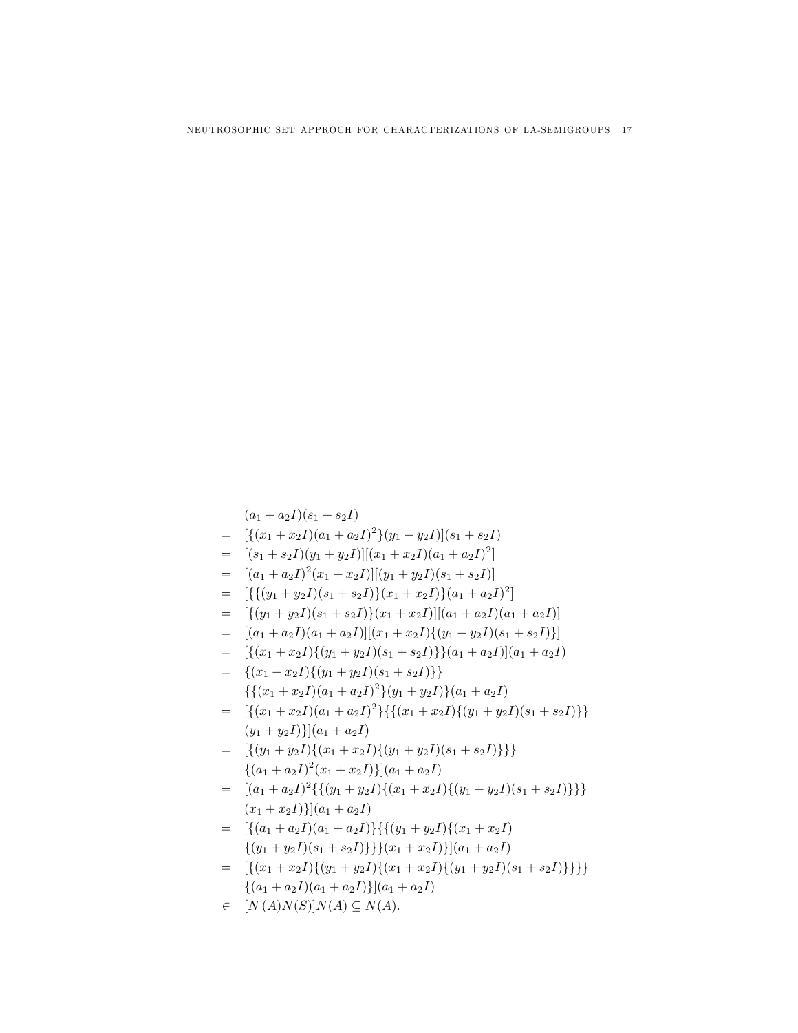$$
\begin{aligned}
& (a_1 + a_2I)(s_1 + s_2I) \\
= \; & [\{(x_1 + x_2I)(a_1 + a_2I)^2\}(y_1 + y_2I)](s_1 + s_2I) \\
= \; & [(s_1 + s_2I)(y_1 + y_2I)][(x_1 + x_2I)(a_1 + a_2I)^2] \\
= \; & [(a_1 + a_2I)^2(x_1 + x_2I)][(y_1 + y_2I)(s_1 + s_2I)] \\
= \; & [\{\{(y_1 + y_2I)(s_1 + s_2I)\}(x_1 + x_2I)\}(a_1 + a_2I)^2] \\
= \; & [\{(y_1 + y_2I)(s_1 + s_2I)\}(x_1 + x_2I)][(a_1 + a_2I)(a_1 + a_2I)] \\
= \; & [(a_1 + a_2I)(a_1 + a_2I)][(x_1 + x_2I)\{(y_1 + y_2I)(s_1 + s_2I)\}] \\
= \; & [\{(x_1 + x_2I)\{(y_1 + y_2I)(s_1 + s_2I)\}\}(a_1 + a_2I)](a_1 + a_2I) \\
= \; & \{(x_1 + x_2I)\{(y_1 + y_2I)(s_1 + s_2I)\}\} \\
& \{\{(x_1 + x_2I)(a_1 + a_2I)^2\}(y_1 + y_2I)\}(a_1 + a_2I) \\
= \; & [\{(x_1 + x_2I)(a_1 + a_2I)^2\}\{\{(x_1 + x_2I)\{(y_1 + y_2I)(s_1 + s_2I)\}\} \\
& (y_1 + y_2I)\}](a_1 + a_2I) \\
= \; & [\{(y_1 + y_2I)\{(x_1 + x_2I)\{(y_1 + y_2I)(s_1 + s_2I)\}\}\} \\
& \{(a_1 + a_2I)^2(x_1 + x_2I)\}](a_1 + a_2I) \\
= \; & [(a_1 + a_2I)^2\{\{(y_1 + y_2I)\{(x_1 + x_2I)\{(y_1 + y_2I)(s_1 + s_2I)\}\}\} \\
& (x_1 + x_2I)\}](a_1 + a_2I) \\
= \; & [\{(a_1 + a_2I)(a_1 + a_2I)\}\{\{(y_1 + y_2I)\{(x_1 + x_2I) \\
& \{(y_1 + y_2I)(s_1 + s_2I)\}\}\}(x_1 + x_2I)\}](a_1 + a_2I) \\
= \; & [\{(x_1 + x_2I)\{(y_1 + y_2I)\{(x_1 + x_2I)\{(y_1 + y_2I)(s_1 + s_2I)\}\}\}\} \\
& \{(a_1 + a_2I)(a_1 + a_2I)\}](a_1 + a_2I) \\
\in \; & [N(A)N(S)]N(A) \subseteq N(A).
\end{aligned}
$$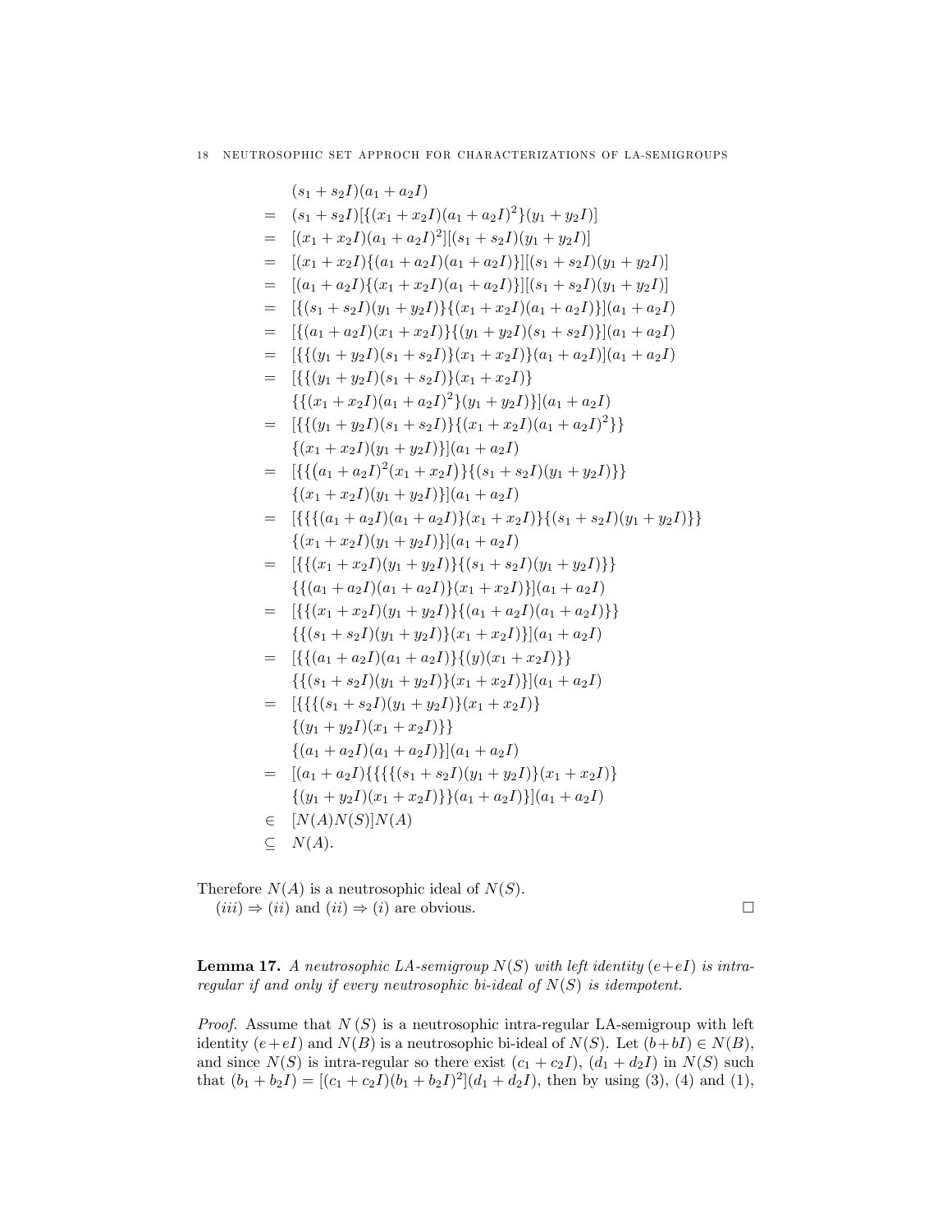$$
\begin{aligned}
& (s_1+s_2I)(a_1+a_2I) \\
= \; & (s_1+s_2I)[\{(x_1+x_2I)(a_1+a_2I)^2\}(y_1+y_2I)] \\
= \; & [(x_1+x_2I)(a_1+a_2I)^2][(s_1+s_2I)(y_1+y_2I)] \\
= \; & [(x_1+x_2I)\{(a_1+a_2I)(a_1+a_2I)\}][(s_1+s_2I)(y_1+y_2I)] \\
= \; & [(a_1+a_2I)\{(x_1+x_2I)(a_1+a_2I)\}][(s_1+s_2I)(y_1+y_2I)] \\
= \; & [\{(s_1+s_2I)(y_1+y_2I)\}\{(x_1+x_2I)(a_1+a_2I)\}](a_1+a_2I) \\
= \; & [\{(a_1+a_2I)(x_1+x_2I)\}\{(y_1+y_2I)(s_1+s_2I)\}](a_1+a_2I) \\
= \; & [\{\{(y_1+y_2I)(s_1+s_2I)\}(x_1+x_2I)\}(a_1+a_2I)](a_1+a_2I) \\
= \; & [\{\{(y_1+y_2I)(s_1+s_2I)\}(x_1+x_2I)\} \\
& \{\{(x_1+x_2I)(a_1+a_2I)^2\}(y_1+y_2I)\}](a_1+a_2I) \\
= \; & [\{\{(y_1+y_2I)(s_1+s_2I)\}\{(x_1+x_2I)(a_1+a_2I)^2\}\} \\
& \{(x_1+x_2I)(y_1+y_2I)\}](a_1+a_2I) \\
= \; & [\{\{(a_1+a_2I)^2(x_1+x_2I)\}\{(s_1+s_2I)(y_1+y_2I)\}\} \\
& \{(x_1+x_2I)(y_1+y_2I)\}](a_1+a_2I) \\
= \; & [\{\{\{(a_1+a_2I)(a_1+a_2I)\}(x_1+x_2I)\}\{(s_1+s_2I)(y_1+y_2I)\}\} \\
& \{(x_1+x_2I)(y_1+y_2I)\}](a_1+a_2I) \\
= \; & [\{\{(x_1+x_2I)(y_1+y_2I)\}\{(s_1+s_2I)(y_1+y_2I)\}\} \\
& \{\{(a_1+a_2I)(a_1+a_2I)\}(x_1+x_2I)\}](a_1+a_2I) \\
= \; & [\{\{(x_1+x_2I)(y_1+y_2I)\}\{(a_1+a_2I)(a_1+a_2I)\}\} \\
& \{\{(s_1+s_2I)(y_1+y_2I)\}(x_1+x_2I)\}](a_1+a_2I) \\
= \; & [\{\{(a_1+a_2I)(a_1+a_2I)\}\{(y)(x_1+x_2I)\}\} \\
& \{\{(s_1+s_2I)(y_1+y_2I)\}(x_1+x_2I)\}](a_1+a_2I) \\
= \; & [\{\{\{(s_1+s_2I)(y_1+y_2I)\}(x_1+x_2I)\} \\
& \{(y_1+y_2I)(x_1+x_2I)\}\} \\
& \{(a_1+a_2I)(a_1+a_2I)\}](a_1+a_2I) \\
= \; & [(a_1+a_2I)\{\{\{\{(s_1+s_2I)(y_1+y_2I)\}(x_1+x_2I)\} \\
& \{(y_1+y_2I)(x_1+x_2I)\}\}(a_1+a_2I)\}](a_1+a_2I) \\
\in \; & [N(A)N(S)]N(A) \\
\subseteq \; & N(A).
\end{aligned}
$$

Therefore $N(A)$ is a neutrosophic ideal of $N(S)$.

$(iii) \Rightarrow (ii)$ and $(ii) \Rightarrow (i)$ are obvious. □

**Lemma 17.** *A neutrosophic LA-semigroup $N(S)$ with left identity $(e+eI)$ is intra-regular if and only if every neutrosophic bi-ideal of $N(S)$ is idempotent.*

*Proof.* Assume that $N(S)$ is a neutrosophic intra-regular LA-semigroup with left identity $(e+eI)$ and $N(B)$ is a neutrosophic bi-ideal of $N(S)$. Let $(b+bI) \in N(B)$, and since $N(S)$ is intra-regular so there exist $(c_1+c_2I)$, $(d_1+d_2I)$ in $N(S)$ such that $(b_1+b_2I) = [(c_1+c_2I)(b_1+b_2I)^2](d_1+d_2I)$, then by using (3), (4) and (1),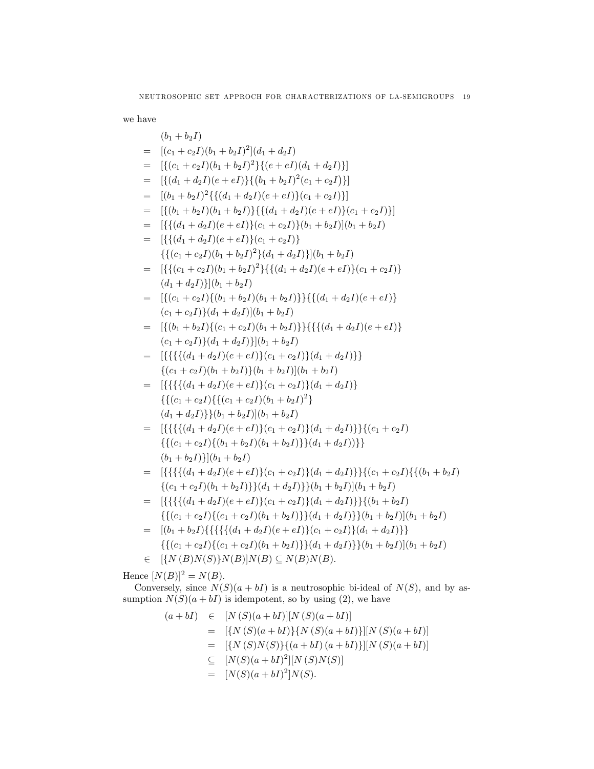we have

$$
\begin{aligned}
& (b_1+b_2I) \\
= \;& [(c_1+c_2I)(b_1+b_2I)^2](d_1+d_2I) \\
= \;& [\{(c_1+c_2I)(b_1+b_2I)^2\}\{(e+eI)(d_1+d_2I)\}] \\
= \;& [\{(d_1+d_2I)(e+eI)\}\{(b_1+b_2I)^2(c_1+c_2I)\}] \\
= \;& [(b_1+b_2I)^2\{\{(d_1+d_2I)(e+eI)\}(c_1+c_2I)\}] \\
= \;& [\{(b_1+b_2I)(b_1+b_2I)\}\{\{(d_1+d_2I)(e+eI)\}(c_1+c_2I)\}] \\
= \;& [\{\{(d_1+d_2I)(e+eI)\}(c_1+c_2I)\}(b_1+b_2I)](b_1+b_2I) \\
= \;& [\{\{(d_1+d_2I)(e+eI)\}(c_1+c_2I)\} \\
& \{\{(c_1+c_2I)(b_1+b_2I)^2\}(d_1+d_2I)\}](b_1+b_2I) \\
= \;& [\{\{(c_1+c_2I)(b_1+b_2I)^2\}\{\{(d_1+d_2I)(e+eI)\}(c_1+c_2I)\} \\
& (d_1+d_2I)\}](b_1+b_2I) \\
= \;& [\{(c_1+c_2I)\{(b_1+b_2I)(b_1+b_2I)\}\}\{\{(d_1+d_2I)(e+eI)\} \\
& (c_1+c_2I)\}(d_1+d_2I)](b_1+b_2I) \\
= \;& [\{(b_1+b_2I)\{(c_1+c_2I)(b_1+b_2I)\}\}\{\{\{(d_1+d_2I)(e+eI)\} \\
& (c_1+c_2I)\}(d_1+d_2I)\}](b_1+b_2I) \\
= \;& [\{\{\{\{(d_1+d_2I)(e+eI)\}(c_1+c_2I)\}(d_1+d_2I)\}\} \\
& \{(c_1+c_2I)(b_1+b_2I)\}(b_1+b_2I)](b_1+b_2I) \\
= \;& [\{\{\{\{(d_1+d_2I)(e+eI)\}(c_1+c_2I)\}(d_1+d_2I)\} \\
& \{\{(c_1+c_2I)\{\{(c_1+c_2I)(b_1+b_2I)^2\} \\
& (d_1+d_2I)\}\}(b_1+b_2I)](b_1+b_2I) \\
= \;& [\{\{\{\{(d_1+d_2I)(e+eI)\}(c_1+c_2I)\}(d_1+d_2I)\}\}\{(c_1+c_2I) \\
& \{\{(c_1+c_2I)\{(b_1+b_2I)(b_1+b_2I)\}\}(d_1+d_2I))\}\} \\
& (b_1+b_2I)\}](b_1+b_2I) \\
= \;& [\{\{\{\{(d_1+d_2I)(e+eI)\}(c_1+c_2I)\}(d_1+d_2I)\}\}\{(c_1+c_2I)\{\{(b_1+b_2I) \\
& \{(c_1+c_2I)(b_1+b_2I)\}\}(d_1+d_2I)\}\}(b_1+b_2I)](b_1+b_2I) \\
= \;& [\{\{\{\{(d_1+d_2I)(e+eI)\}(c_1+c_2I)\}(d_1+d_2I)\}\}\{(b_1+b_2I) \\
& \{\{(c_1+c_2I)\{(c_1+c_2I)(b_1+b_2I)\}\}(d_1+d_2I)\}\}(b_1+b_2I)](b_1+b_2I) \\
= \;& [(b_1+b_2I)\{\{\{\{\{(d_1+d_2I)(e+eI)\}(c_1+c_2I)\}(d_1+d_2I)\}\} \\
& \{\{(c_1+c_2I)\{(c_1+c_2I)(b_1+b_2I)\}\}(d_1+d_2I)\}\}(b_1+b_2I)](b_1+b_2I) \\
\in \;& [\{N(B)N(S)\}N(B)]N(B) \subseteq N(B)N(B).
\end{aligned}
$$

Hence $[N(B)]^2 = N(B)$.

Conversely, since $N(S)(a+bI)$ is a neutrosophic bi-ideal of $N(S)$, and by assumption $N(S)(a+bI)$ is idempotent, so by using (2), we have

$$
\begin{aligned}
(a+bI) \;&\in\; [N(S)(a+bI)][N(S)(a+bI)] \\
&=\; [\{N(S)(a+bI)\}\{N(S)(a+bI)\}][N(S)(a+bI)] \\
&=\; [\{N(S)N(S)\}\{(a+bI)(a+bI)\}][N(S)(a+bI)] \\
&\subseteq\; [N(S)(a+bI)^2][N(S)N(S)] \\
&=\; [N(S)(a+bI)^2]N(S).
\end{aligned}
$$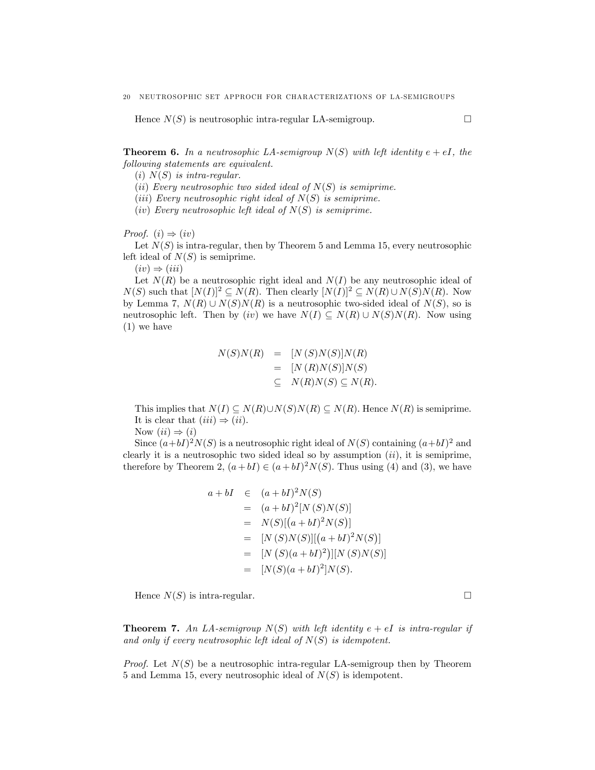Hence $N(S)$ is neutrosophic intra-regular LA-semigroup. □

**Theorem 6.** *In a neutrosophic LA-semigroup $N(S)$ with left identity $e+eI$, the following statements are equivalent.*

*(i) $N(S)$ is intra-regular.*

*(ii) Every neutrosophic two sided ideal of $N(S)$ is semiprime.*

*(iii) Every neutrosophic right ideal of $N(S)$ is semiprime.*

*(iv) Every neutrosophic left ideal of $N(S)$ is semiprime.*

*Proof.* $(i) \Rightarrow (iv)$

Let $N(S)$ is intra-regular, then by Theorem 5 and Lemma 15, every neutrosophic left ideal of $N(S)$ is semiprime.

$(iv) \Rightarrow (iii)$

Let $N(R)$ be a neutrosophic right ideal and $N(I)$ be any neutrosophic ideal of $N(S)$ such that $[N(I)]^2 \subseteq N(R)$. Then clearly $[N(I)]^2 \subseteq N(R) \cup N(S)N(R)$. Now by Lemma 7, $N(R) \cup N(S)N(R)$ is a neutrosophic two-sided ideal of $N(S)$, so is neutrosophic left. Then by $(iv)$ we have $N(I) \subseteq N(R) \cup N(S)N(R)$. Now using (1) we have

$$\begin{aligned} N(S)N(R) &= [N(S)N(S)]N(R) \\ &= [N(R)N(S)]N(S) \\ &\subseteq N(R)N(S) \subseteq N(R). \end{aligned}$$

This implies that $N(I) \subseteq N(R) \cup N(S)N(R) \subseteq N(R)$. Hence $N(R)$ is semiprime.

It is clear that $(iii) \Rightarrow (ii)$.

Now $(ii) \Rightarrow (i)$

Since $(a+bI)^2N(S)$ is a neutrosophic right ideal of $N(S)$ containing $(a+bI)^2$ and clearly it is a neutrosophic two sided ideal so by assumption $(ii)$, it is semiprime, therefore by Theorem 2, $(a+bI) \in (a+bI)^2N(S)$. Thus using (4) and (3), we have

$$\begin{aligned} a+bI &\in (a+bI)^2N(S) \\ &= (a+bI)^2[N(S)N(S)] \\ &= N(S)[(a+bI)^2N(S)] \\ &= [N(S)N(S)][(a+bI)^2N(S)] \\ &= [N(S)(a+bI)^2)][N(S)N(S)] \\ &= [N(S)(a+bI)^2]N(S). \end{aligned}$$

Hence $N(S)$ is intra-regular. □

**Theorem 7.** *An LA-semigroup $N(S)$ with left identity $e+eI$ is intra-regular if and only if every neutrosophic left ideal of $N(S)$ is idempotent.*

*Proof.* Let $N(S)$ be a neutrosophic intra-regular LA-semigroup then by Theorem 5 and Lemma 15, every neutrosophic ideal of $N(S)$ is idempotent.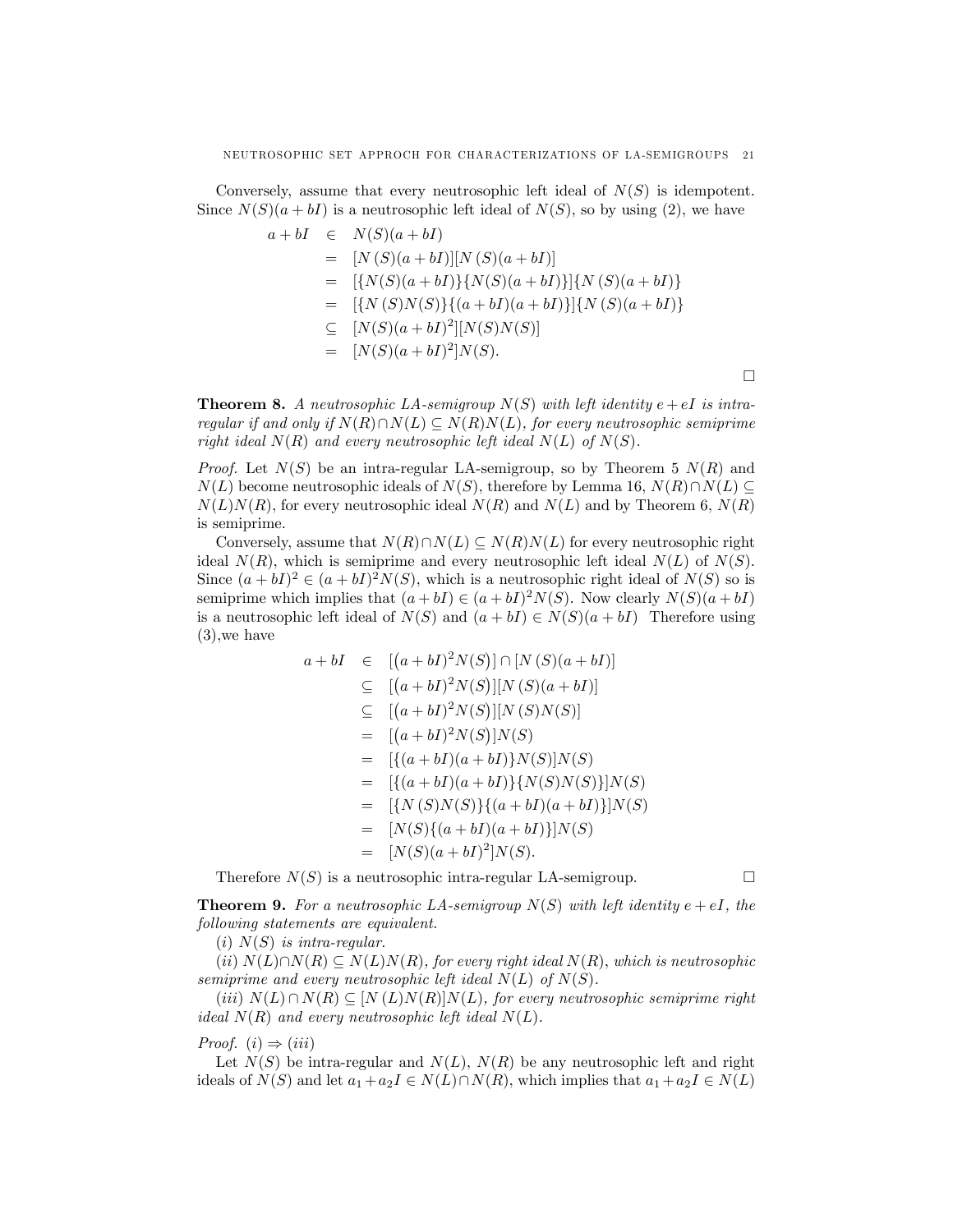Conversely, assume that every neutrosophic left ideal of $N(S)$ is idempotent. Since $N(S)(a+bI)$ is a neutrosophic left ideal of $N(S)$, so by using (2), we have

$$
\begin{aligned}
a+bI &\in N(S)(a+bI) \\
&= [N(S)(a+bI)][N(S)(a+bI)] \\
&= [\{N(S)(a+bI)\}\{N(S)(a+bI)\}]\{N(S)(a+bI)\} \\
&= [\{N(S)N(S)\}\{(a+bI)(a+bI)\}]\{N(S)(a+bI)\} \\
&\subseteq [N(S)(a+bI)^2][N(S)N(S)] \\
&= [N(S)(a+bI)^2]N(S).
\end{aligned}
$$

□

**Theorem 8.** *A neutrosophic LA-semigroup $N(S)$ with left identity $e+eI$ is intra-regular if and only if $N(R)\cap N(L)\subseteq N(R)N(L)$, for every neutrosophic semiprime right ideal $N(R)$ and every neutrosophic left ideal $N(L)$ of $N(S)$.*

*Proof.* Let $N(S)$ be an intra-regular LA-semigroup, so by Theorem 5 $N(R)$ and $N(L)$ become neutrosophic ideals of $N(S)$, therefore by Lemma 16, $N(R)\cap N(L)\subseteq N(L)N(R)$, for every neutrosophic ideal $N(R)$ and $N(L)$ and by Theorem 6, $N(R)$ is semiprime.

Conversely, assume that $N(R)\cap N(L)\subseteq N(R)N(L)$ for every neutrosophic right ideal $N(R)$, which is semiprime and every neutrosophic left ideal $N(L)$ of $N(S)$. Since $(a+bI)^2\in(a+bI)^2N(S)$, which is a neutrosophic right ideal of $N(S)$ so is semiprime which implies that $(a+bI)\in(a+bI)^2N(S)$. Now clearly $N(S)(a+bI)$ is a neutrosophic left ideal of $N(S)$ and $(a+bI)\in N(S)(a+bI)$ Therefore using (3),we have

$$
\begin{aligned}
a+bI &\in [(a+bI)^2N(S)]\cap[N(S)(a+bI)] \\
&\subseteq [(a+bI)^2N(S)][N(S)(a+bI)] \\
&\subseteq [(a+bI)^2N(S)][N(S)N(S)] \\
&= [(a+bI)^2N(S)]N(S) \\
&= [\{(a+bI)(a+bI)\}N(S)]N(S) \\
&= [\{(a+bI)(a+bI)\}\{N(S)N(S)\}]N(S) \\
&= [\{N(S)N(S)\}\{(a+bI)(a+bI)\}]N(S) \\
&= [N(S)\{(a+bI)(a+bI)\}]N(S) \\
&= [N(S)(a+bI)^2]N(S).
\end{aligned}
$$

Therefore $N(S)$ is a neutrosophic intra-regular LA-semigroup. □

**Theorem 9.** *For a neutrosophic LA-semigroup $N(S)$ with left identity $e+eI$, the following statements are equivalent.*

*$(i)$ $N(S)$ is intra-regular.*

*$(ii)$ $N(L)\cap N(R)\subseteq N(L)N(R)$, for every right ideal $N(R)$, which is neutrosophic semiprime and every neutrosophic left ideal $N(L)$ of $N(S)$.*

*$(iii)$ $N(L)\cap N(R)\subseteq[N(L)N(R)]N(L)$, for every neutrosophic semiprime right ideal $N(R)$ and every neutrosophic left ideal $N(L)$.*

*Proof.* $(i)\Rightarrow(iii)$

Let $N(S)$ be intra-regular and $N(L)$, $N(R)$ be any neutrosophic left and right ideals of $N(S)$ and let $a_1+a_2I\in N(L)\cap N(R)$, which implies that $a_1+a_2I\in N(L)$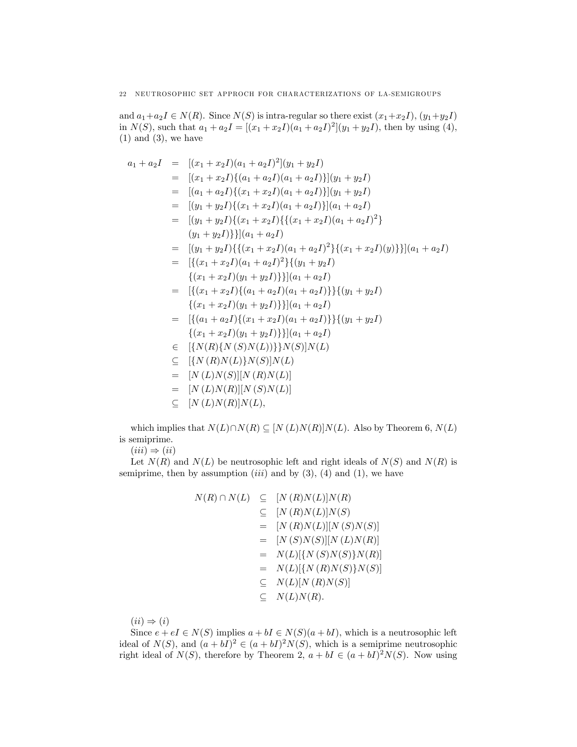and $a_1+a_2I \in N(R)$. Since $N(S)$ is intra-regular so there exist $(x_1+x_2I), (y_1+y_2I)$ in $N(S)$, such that $a_1 + a_2I = [(x_1 + x_2I)(a_1 + a_2I)^2](y_1 + y_2I)$, then by using (4), (1) and (3), we have

$$
\begin{aligned}
a_1 + a_2I &= [(x_1 + x_2I)(a_1 + a_2I)^2](y_1 + y_2I) \\
&= [(x_1 + x_2I)\{(a_1 + a_2I)(a_1 + a_2I)\}](y_1 + y_2I) \\
&= [(a_1 + a_2I)\{(x_1 + x_2I)(a_1 + a_2I)\}](y_1 + y_2I) \\
&= [(y_1 + y_2I)\{(x_1 + x_2I)(a_1 + a_2I)\}](a_1 + a_2I) \\
&= [(y_1 + y_2I)\{(x_1 + x_2I)\{\{(x_1 + x_2I)(a_1 + a_2I)^2\} \\
&\quad (y_1 + y_2I)\}\}](a_1 + a_2I) \\
&= [(y_1 + y_2I)\{\{(x_1 + x_2I)(a_1 + a_2I)^2\}\{(x_1 + x_2I)(y)\}\}](a_1 + a_2I) \\
&= [\{(x_1 + x_2I)(a_1 + a_2I)^2\}\{(y_1 + y_2I) \\
&\quad \{(x_1 + x_2I)(y_1 + y_2I)\}\}](a_1 + a_2I) \\
&= [\{(x_1 + x_2I)\{(a_1 + a_2I)(a_1 + a_2I)\}\}\{(y_1 + y_2I) \\
&\quad \{(x_1 + x_2I)(y_1 + y_2I)\}\}](a_1 + a_2I) \\
&= [\{(a_1 + a_2I)\{(x_1 + x_2I)(a_1 + a_2I)\}\}\{(y_1 + y_2I) \\
&\quad \{(x_1 + x_2I)(y_1 + y_2I)\}\}](a_1 + a_2I) \\
&\in [\{N(R)\{N(S)N(L))\}\}N(S)]N(L) \\
&\subseteq [\{N(R)N(L)\}N(S)]N(L) \\
&= [N(L)N(S)][N(R)N(L)] \\
&= [N(L)N(R)][N(S)N(L)] \\
&\subseteq [N(L)N(R)]N(L),
\end{aligned}
$$

which implies that $N(L)\cap N(R) \subseteq [N(L)N(R)]N(L)$. Also by Theorem 6, $N(L)$ is semiprime.

$(iii) \Rightarrow (ii)$

Let $N(R)$ and $N(L)$ be neutrosophic left and right ideals of $N(S)$ and $N(R)$ is semiprime, then by assumption $(iii)$ and by (3), (4) and (1), we have

$$
\begin{aligned}
N(R) \cap N(L) &\subseteq [N(R)N(L)]N(R) \\
&\subseteq [N(R)N(L)]N(S) \\
&= [N(R)N(L)][N(S)N(S)] \\
&= [N(S)N(S)][N(L)N(R)] \\
&= N(L)[\{N(S)N(S)\}N(R)] \\
&= N(L)[\{N(R)N(S)\}N(S)] \\
&\subseteq N(L)[N(R)N(S)] \\
&\subseteq N(L)N(R).
\end{aligned}
$$

$(ii) \Rightarrow (i)$

Since $e + eI \in N(S)$ implies $a + bI \in N(S)(a + bI)$, which is a neutrosophic left ideal of $N(S)$, and $(a + bI)^2 \in (a + bI)^2N(S)$, which is a semiprime neutrosophic right ideal of $N(S)$, therefore by Theorem 2, $a + bI \in (a + bI)^2N(S)$. Now using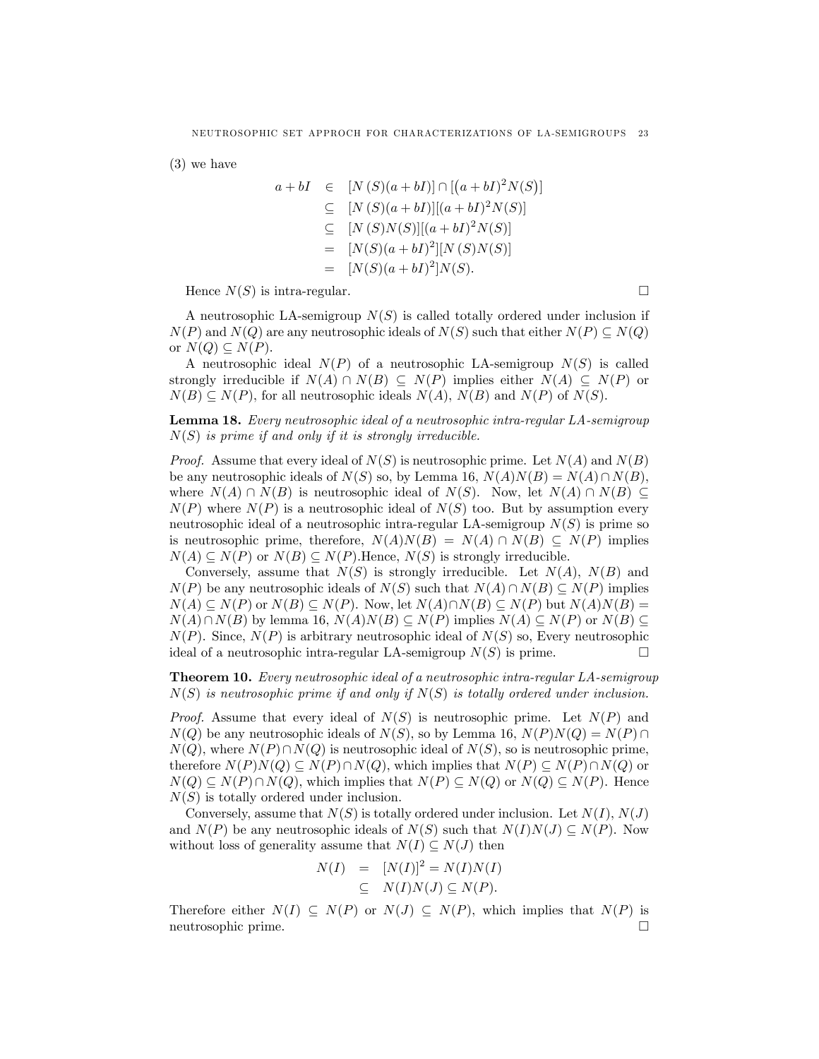(3) we have

$$
\begin{aligned}
a+bI &\in [N(S)(a+bI)] \cap [(a+bI)^2 N(S)] \\
&\subseteq [N(S)(a+bI)][(a+bI)^2 N(S)] \\
&\subseteq [N(S)N(S)][(a+bI)^2 N(S)] \\
&= [N(S)(a+bI)^2][N(S)N(S)] \\
&= [N(S)(a+bI)^2]N(S).
\end{aligned}
$$

Hence $N(S)$ is intra-regular. □

A neutrosophic LA-semigroup $N(S)$ is called totally ordered under inclusion if $N(P)$ and $N(Q)$ are any neutrosophic ideals of $N(S)$ such that either $N(P) \subseteq N(Q)$ or $N(Q) \subseteq N(P)$.

A neutrosophic ideal $N(P)$ of a neutrosophic LA-semigroup $N(S)$ is called strongly irreducible if $N(A) \cap N(B) \subseteq N(P)$ implies either $N(A) \subseteq N(P)$ or $N(B) \subseteq N(P)$, for all neutrosophic ideals $N(A)$, $N(B)$ and $N(P)$ of $N(S)$.

**Lemma 18.** *Every neutrosophic ideal of a neutrosophic intra-regular LA-semigroup $N(S)$ is prime if and only if it is strongly irreducible.*

*Proof.* Assume that every ideal of $N(S)$ is neutrosophic prime. Let $N(A)$ and $N(B)$ be any neutrosophic ideals of $N(S)$ so, by Lemma 16, $N(A)N(B) = N(A) \cap N(B)$, where $N(A) \cap N(B)$ is neutrosophic ideal of $N(S)$. Now, let $N(A) \cap N(B) \subseteq N(P)$ where $N(P)$ is a neutrosophic ideal of $N(S)$ too. But by assumption every neutrosophic ideal of a neutrosophic intra-regular LA-semigroup $N(S)$ is prime so is neutrosophic prime, therefore, $N(A)N(B) = N(A) \cap N(B) \subseteq N(P)$ implies $N(A) \subseteq N(P)$ or $N(B) \subseteq N(P)$.Hence, $N(S)$ is strongly irreducible.

Conversely, assume that $N(S)$ is strongly irreducible. Let $N(A)$, $N(B)$ and $N(P)$ be any neutrosophic ideals of $N(S)$ such that $N(A) \cap N(B) \subseteq N(P)$ implies $N(A) \subseteq N(P)$ or $N(B) \subseteq N(P)$. Now, let $N(A) \cap N(B) \subseteq N(P)$ but $N(A)N(B) = N(A) \cap N(B)$ by lemma 16, $N(A)N(B) \subseteq N(P)$ implies $N(A) \subseteq N(P)$ or $N(B) \subseteq N(P)$. Since, $N(P)$ is arbitrary neutrosophic ideal of $N(S)$ so, Every neutrosophic ideal of a neutrosophic intra-regular LA-semigroup $N(S)$ is prime. □

**Theorem 10.** *Every neutrosophic ideal of a neutrosophic intra-regular LA-semigroup $N(S)$ is neutrosophic prime if and only if $N(S)$ is totally ordered under inclusion.*

*Proof.* Assume that every ideal of $N(S)$ is neutrosophic prime. Let $N(P)$ and $N(Q)$ be any neutrosophic ideals of $N(S)$, so by Lemma 16, $N(P)N(Q) = N(P) \cap N(Q)$, where $N(P) \cap N(Q)$ is neutrosophic ideal of $N(S)$, so is neutrosophic prime, therefore $N(P)N(Q) \subseteq N(P) \cap N(Q)$, which implies that $N(P) \subseteq N(P) \cap N(Q)$ or $N(Q) \subseteq N(P) \cap N(Q)$, which implies that $N(P) \subseteq N(Q)$ or $N(Q) \subseteq N(P)$. Hence $N(S)$ is totally ordered under inclusion.

Conversely, assume that $N(S)$ is totally ordered under inclusion. Let $N(I)$, $N(J)$ and $N(P)$ be any neutrosophic ideals of $N(S)$ such that $N(I)N(J) \subseteq N(P)$. Now without loss of generality assume that $N(I) \subseteq N(J)$ then

$$
\begin{aligned}
N(I) &= [N(I)]^2 = N(I)N(I) \\
&\subseteq N(I)N(J) \subseteq N(P).
\end{aligned}
$$

Therefore either $N(I) \subseteq N(P)$ or $N(J) \subseteq N(P)$, which implies that $N(P)$ is neutrosophic prime. □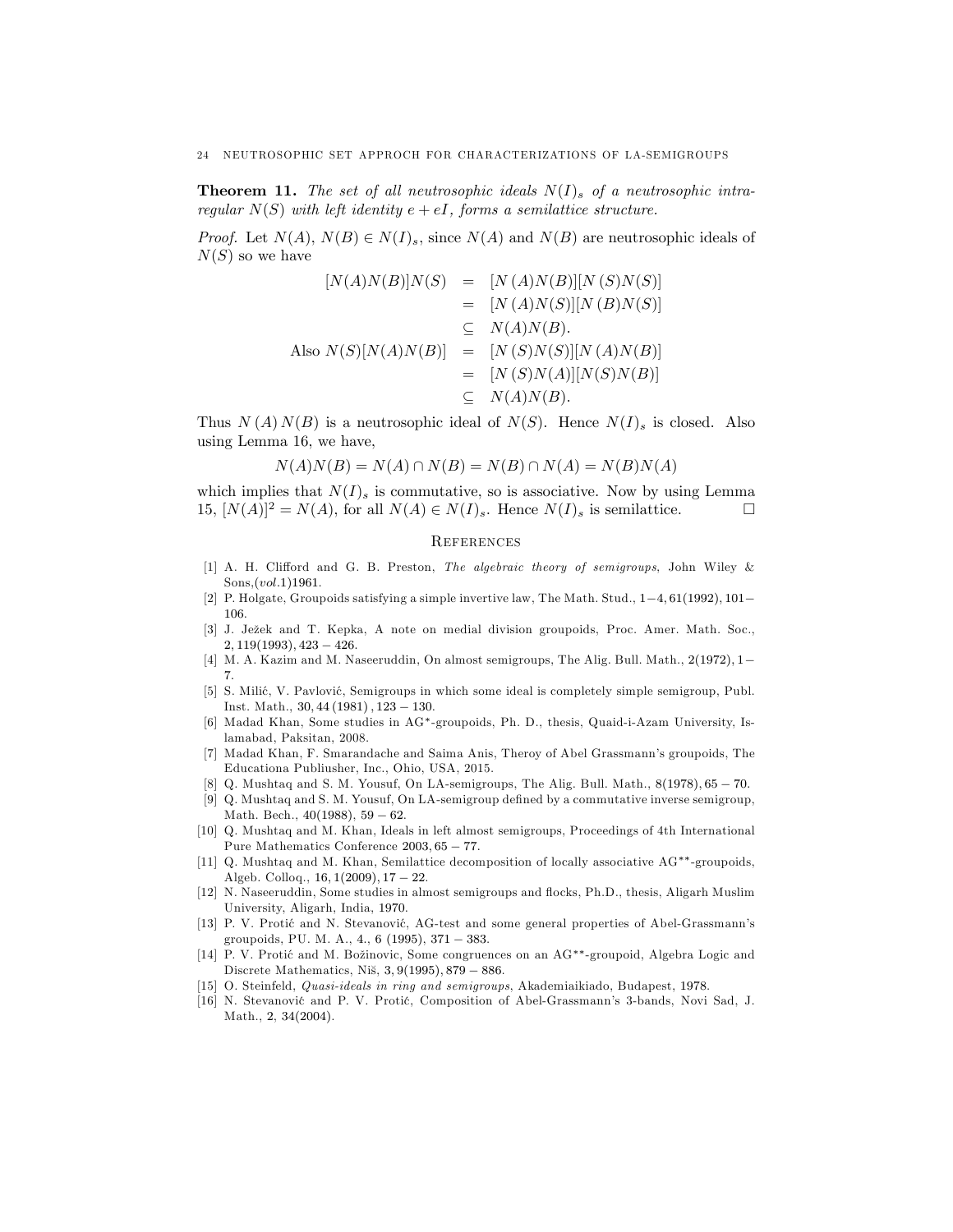**Theorem 11.** *The set of all neutrosophic ideals $N(I)_s$ of a neutrosophic intra-regular $N(S)$ with left identity $e + eI$, forms a semilattice structure.*

*Proof.* Let $N(A)$, $N(B) \in N(I)_s$, since $N(A)$ and $N(B)$ are neutrosophic ideals of $N(S)$ so we have

$$
\begin{aligned}
[N(A)N(B)]N(S) &= [N(A)N(B)][N(S)N(S)] \\
&= [N(A)N(S)][N(B)N(S)] \\
&\subseteq N(A)N(B). \\
\text{Also } N(S)[N(A)N(B)] &= [N(S)N(S)][N(A)N(B)] \\
&= [N(S)N(A)][N(S)N(B)] \\
&\subseteq N(A)N(B).
\end{aligned}
$$

Thus $N(A)N(B)$ is a neutrosophic ideal of $N(S)$. Hence $N(I)_s$ is closed. Also using Lemma 16, we have,

$$N(A)N(B) = N(A) \cap N(B) = N(B) \cap N(A) = N(B)N(A)$$

which implies that $N(I)_s$ is commutative, so is associative. Now by using Lemma 15, $[N(A)]^2 = N(A)$, for all $N(A) \in N(I)_s$. Hence $N(I)_s$ is semilattice. □

## References

[1] A. H. Clifford and G. B. Preston, *The algebraic theory of semigroups*, John Wiley & Sons,(*vol*.1)1961.

[2] P. Holgate, Groupoids satisfying a simple invertive law, The Math. Stud., 1−4, 61(1992), 101−106.

[3] J. Ježek and T. Kepka, A note on medial division groupoids, Proc. Amer. Math. Soc., 2, 119(1993), 423 − 426.

[4] M. A. Kazim and M. Naseeruddin, On almost semigroups, The Alig. Bull. Math., 2(1972), 1−7.

[5] S. Milić, V. Pavlović, Semigroups in which some ideal is completely simple semigroup, Publ. Inst. Math., 30, 44 (1981) , 123 − 130.

[6] Madad Khan, Some studies in AG*-groupoids, Ph. D., thesis, Quaid-i-Azam University, Islamabad, Paksitan, 2008.

[7] Madad Khan, F. Smarandache and Saima Anis, Theroy of Abel Grassmann's groupoids, The Educationa Publiusher, Inc., Ohio, USA, 2015.

[8] Q. Mushtaq and S. M. Yousuf, On LA-semigroups, The Alig. Bull. Math., 8(1978), 65 − 70.

[9] Q. Mushtaq and S. M. Yousuf, On LA-semigroup defined by a commutative inverse semigroup, Math. Bech., 40(1988), 59 − 62.

[10] Q. Mushtaq and M. Khan, Ideals in left almost semigroups, Proceedings of 4th International Pure Mathematics Conference 2003, 65 − 77.

[11] Q. Mushtaq and M. Khan, Semilattice decomposition of locally associative AG**-groupoids, Algeb. Colloq., 16, 1(2009), 17 − 22.

[12] N. Naseeruddin, Some studies in almost semigroups and flocks, Ph.D., thesis, Aligarh Muslim University, Aligarh, India, 1970.

[13] P. V. Protić and N. Stevanović, AG-test and some general properties of Abel-Grassmann's groupoids, PU. M. A., 4., 6 (1995), 371 − 383.

[14] P. V. Protić and M. Božinovic, Some congruences on an AG**-groupoid, Algebra Logic and Discrete Mathematics, Niš, 3, 9(1995), 879 − 886.

[15] O. Steinfeld, *Quasi-ideals in ring and semigroups*, Akademiaikiado, Budapest, 1978.

[16] N. Stevanović and P. V. Protić, Composition of Abel-Grassmann's 3-bands, Novi Sad, J. Math., 2, 34(2004).